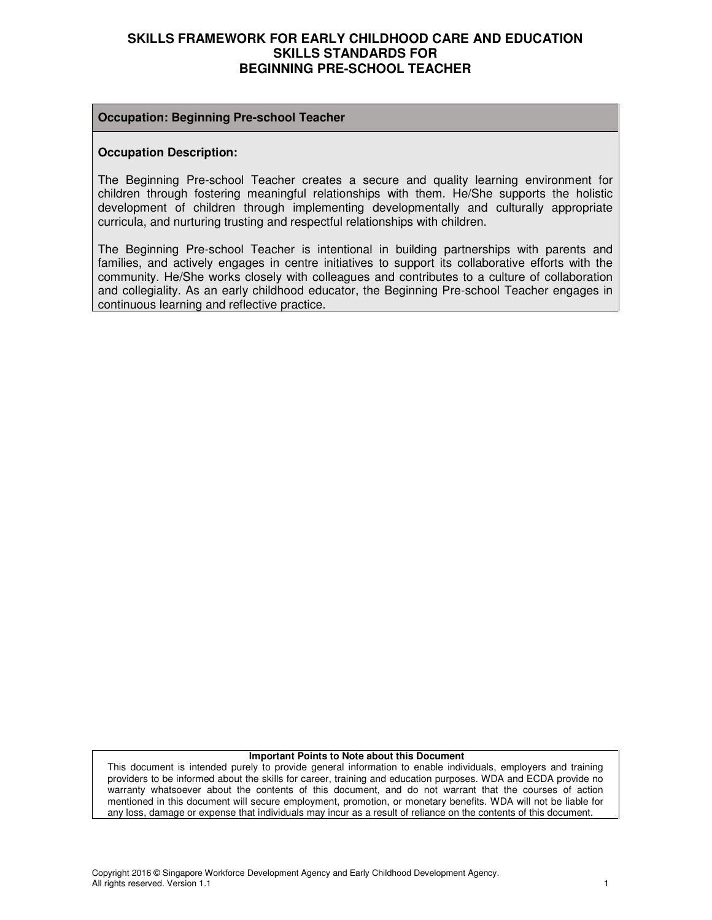# SKILLS FRAMEWORK FOR EARLY CHILDHOOD CARE AND EDUCATION
## SKILLS STANDARDS FOR
## BEGINNING PRE-SCHOOL TEACHER

**Occupation: Beginning Pre-school Teacher**

**Occupation Description:**

The Beginning Pre-school Teacher creates a secure and quality learning environment for children through fostering meaningful relationships with them. He/She supports the holistic development of children through implementing developmentally and culturally appropriate curricula, and nurturing trusting and respectful relationships with children.

The Beginning Pre-school Teacher is intentional in building partnerships with parents and families, and actively engages in centre initiatives to support its collaborative efforts with the community. He/She works closely with colleagues and contributes to a culture of collaboration and collegiality. As an early childhood educator, the Beginning Pre-school Teacher engages in continuous learning and reflective practice.

**Important Points to Note about this Document**

This document is intended purely to provide general information to enable individuals, employers and training providers to be informed about the skills for career, training and education purposes. WDA and ECDA provide no warranty whatsoever about the contents of this document, and do not warrant that the courses of action mentioned in this document will secure employment, promotion, or monetary benefits. WDA will not be liable for any loss, damage or expense that individuals may incur as a result of reliance on the contents of this document.

Copyright 2016 © Singapore Workforce Development Agency and Early Childhood Development Agency.
All rights reserved. Version 1.1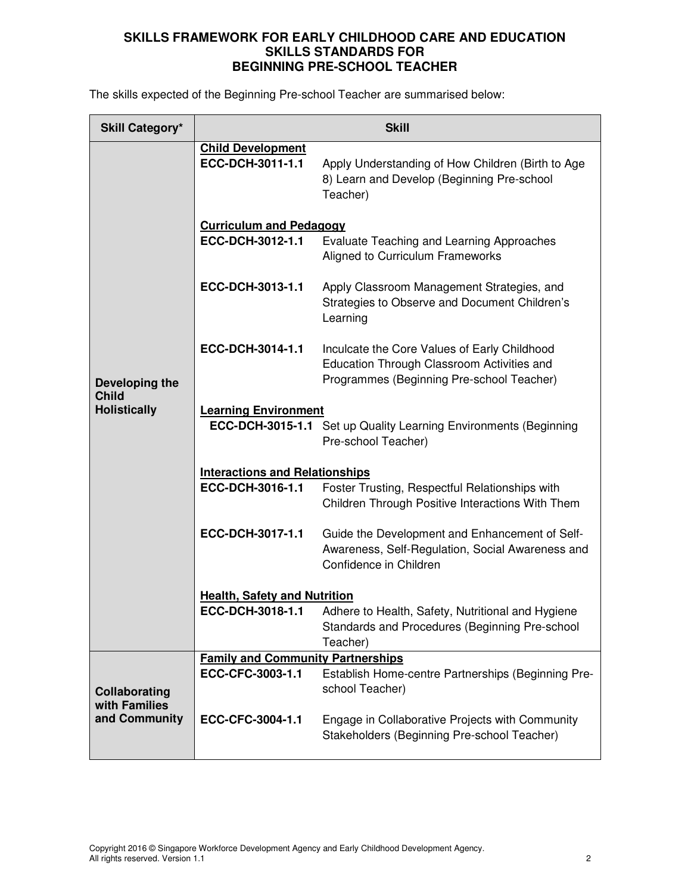# SKILLS FRAMEWORK FOR EARLY CHILDHOOD CARE AND EDUCATION
# SKILLS STANDARDS FOR
# BEGINNING PRE-SCHOOL TEACHER

The skills expected of the Beginning Pre-school Teacher are summarised below:

| Skill Category* | Skill | |
|---|---|---|
| Developing the Child Holistically | **Child Development** | |
| | **ECC-DCH-3011-1.1** | Apply Understanding of How Children (Birth to Age 8) Learn and Develop (Beginning Pre-school Teacher) |
| | **Curriculum and Pedagogy** | |
| | **ECC-DCH-3012-1.1** | Evaluate Teaching and Learning Approaches Aligned to Curriculum Frameworks |
| | **ECC-DCH-3013-1.1** | Apply Classroom Management Strategies, and Strategies to Observe and Document Children's Learning |
| | **ECC-DCH-3014-1.1** | Inculcate the Core Values of Early Childhood Education Through Classroom Activities and Programmes (Beginning Pre-school Teacher) |
| | **Learning Environment** | |
| | **ECC-DCH-3015-1.1** | Set up Quality Learning Environments (Beginning Pre-school Teacher) |
| | **Interactions and Relationships** | |
| | **ECC-DCH-3016-1.1** | Foster Trusting, Respectful Relationships with Children Through Positive Interactions With Them |
| | **ECC-DCH-3017-1.1** | Guide the Development and Enhancement of Self-Awareness, Self-Regulation, Social Awareness and Confidence in Children |
| | **Health, Safety and Nutrition** | |
| | **ECC-DCH-3018-1.1** | Adhere to Health, Safety, Nutritional and Hygiene Standards and Procedures (Beginning Pre-school Teacher) |
| Collaborating with Families and Community | **Family and Community Partnerships** | |
| | **ECC-CFC-3003-1.1** | Establish Home-centre Partnerships (Beginning Pre-school Teacher) |
| | **ECC-CFC-3004-1.1** | Engage in Collaborative Projects with Community Stakeholders (Beginning Pre-school Teacher) |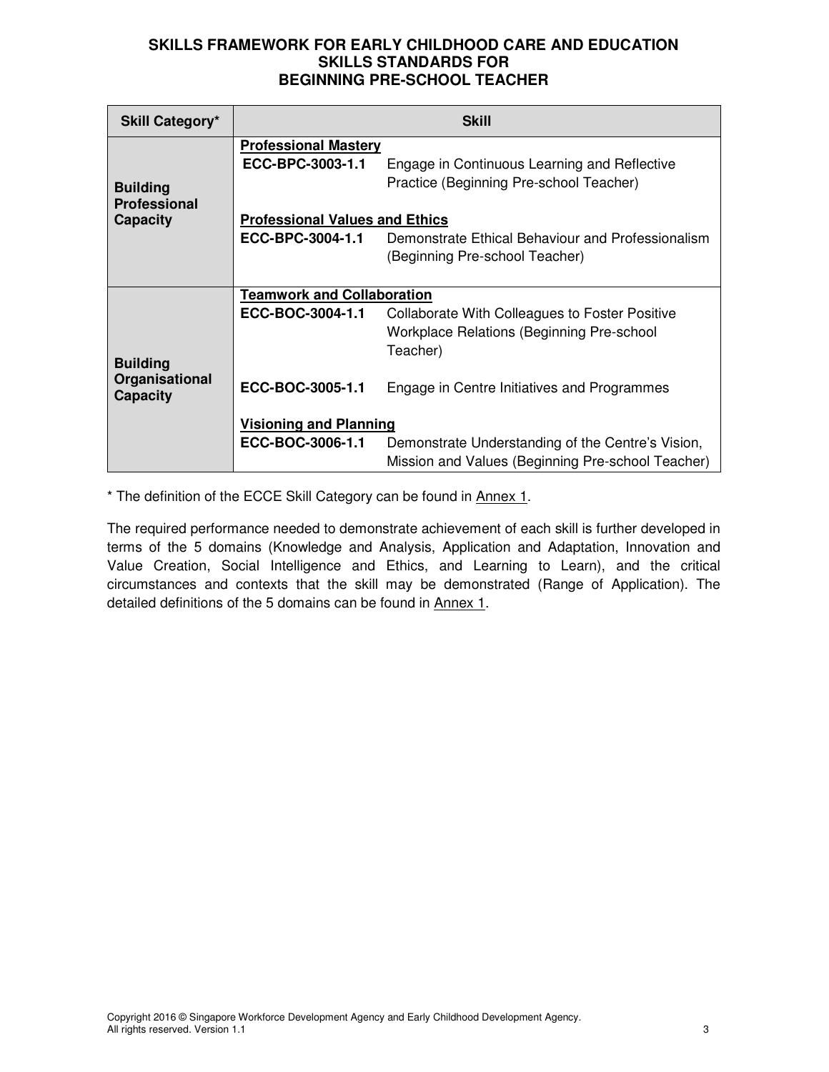# SKILLS FRAMEWORK FOR EARLY CHILDHOOD CARE AND EDUCATION
## SKILLS STANDARDS FOR
## BEGINNING PRE-SCHOOL TEACHER

| Skill Category* | Skill | |
|---|---|---|
| **Building Professional Capacity** | **Professional Mastery** | |
| | **ECC-BPC-3003-1.1** | Engage in Continuous Learning and Reflective Practice (Beginning Pre-school Teacher) |
| | **Professional Values and Ethics** | |
| | **ECC-BPC-3004-1.1** | Demonstrate Ethical Behaviour and Professionalism (Beginning Pre-school Teacher) |
| **Building Organisational Capacity** | **Teamwork and Collaboration** | |
| | **ECC-BOC-3004-1.1** | Collaborate With Colleagues to Foster Positive Workplace Relations (Beginning Pre-school Teacher) |
| | **ECC-BOC-3005-1.1** | Engage in Centre Initiatives and Programmes |
| | **Visioning and Planning** | |
| | **ECC-BOC-3006-1.1** | Demonstrate Understanding of the Centre's Vision, Mission and Values (Beginning Pre-school Teacher) |

* The definition of the ECCE Skill Category can be found in Annex 1.

The required performance needed to demonstrate achievement of each skill is further developed in terms of the 5 domains (Knowledge and Analysis, Application and Adaptation, Innovation and Value Creation, Social Intelligence and Ethics, and Learning to Learn), and the critical circumstances and contexts that the skill may be demonstrated (Range of Application). The detailed definitions of the 5 domains can be found in Annex 1.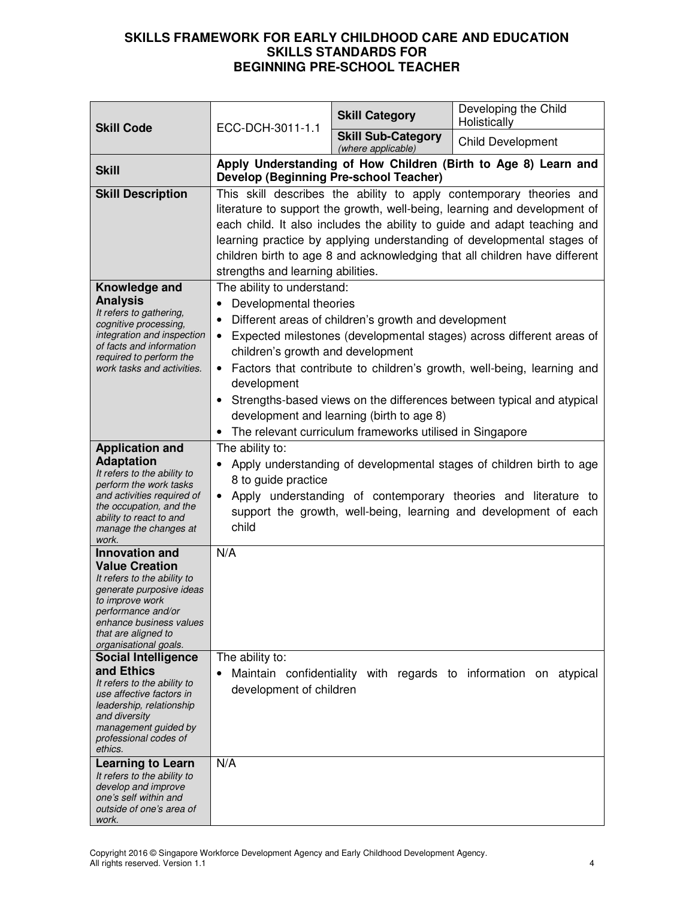# SKILLS FRAMEWORK FOR EARLY CHILDHOOD CARE AND EDUCATION
## SKILLS STANDARDS FOR
## BEGINNING PRE-SCHOOL TEACHER

| | | | |
|---|---|---|---|
| **Skill Code** | ECC-DCH-3011-1.1 | **Skill Category** | Developing the Child Holistically |
| | | **Skill Sub-Category** *(where applicable)* | Child Development |
| **Skill** | **Apply Understanding of How Children (Birth to Age 8) Learn and Develop (Beginning Pre-school Teacher)** | | |
| **Skill Description** | This skill describes the ability to apply contemporary theories and literature to support the growth, well-being, learning and development of each child. It also includes the ability to guide and adapt teaching and learning practice by applying understanding of developmental stages of children birth to age 8 and acknowledging that all children have different strengths and learning abilities. | | |
| **Knowledge and Analysis** *It refers to gathering, cognitive processing, integration and inspection of facts and information required to perform the work tasks and activities.* | The ability to understand: <br>• Developmental theories <br>• Different areas of children's growth and development <br>• Expected milestones (developmental stages) across different areas of children's growth and development <br>• Factors that contribute to children's growth, well-being, learning and development <br>• Strengths-based views on the differences between typical and atypical development and learning (birth to age 8) <br>• The relevant curriculum frameworks utilised in Singapore | | |
| **Application and Adaptation** *It refers to the ability to perform the work tasks and activities required of the occupation, and the ability to react to and manage the changes at work.* | The ability to: <br>• Apply understanding of developmental stages of children birth to age 8 to guide practice <br>• Apply understanding of contemporary theories and literature to support the growth, well-being, learning and development of each child | | |
| **Innovation and Value Creation** *It refers to the ability to generate purposeful ideas to improve work performance and/or enhance business values that are aligned to organisational goals.* | N/A | | |
| **Social Intelligence and Ethics** *It refers to the ability to use affective factors in leadership, relationship and diversity management guided by professional codes of ethics.* | The ability to: <br>• Maintain confidentiality with regards to information on atypical development of children | | |
| **Learning to Learn** *It refers to the ability to develop and improve one's self within and outside of one's area of work.* | N/A | | |

Copyright 2016 © Singapore Workforce Development Agency and Early Childhood Development Agency. All rights reserved. Version 1.1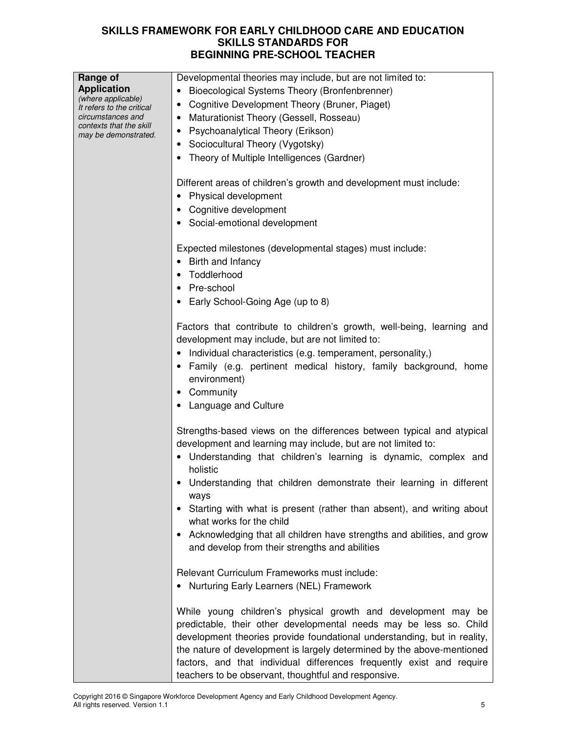# SKILLS FRAMEWORK FOR EARLY CHILDHOOD CARE AND EDUCATION
## SKILLS STANDARDS FOR BEGINNING PRE-SCHOOL TEACHER

| | |
|---|---|
| **Range of Application** *(where applicable)* *It refers to the critical circumstances and contexts that the skill may be demonstrated.* | Developmental theories may include, but are not limited to:<br>• Bioecological Systems Theory (Bronfenbrenner)<br>• Cognitive Development Theory (Bruner, Piaget)<br>• Maturationist Theory (Gessell, Rosseau)<br>• Psychoanalytical Theory (Erikson)<br>• Sociocultural Theory (Vygotsky)<br>• Theory of Multiple Intelligences (Gardner)<br><br>Different areas of children's growth and development must include:<br>• Physical development<br>• Cognitive development<br>• Social-emotional development<br><br>Expected milestones (developmental stages) must include:<br>• Birth and Infancy<br>• Toddlerhood<br>• Pre-school<br>• Early School-Going Age (up to 8)<br><br>Factors that contribute to children's growth, well-being, learning and development may include, but are not limited to:<br>• Individual characteristics (e.g. temperament, personality,)<br>• Family (e.g. pertinent medical history, family background, home environment)<br>• Community<br>• Language and Culture<br><br>Strengths-based views on the differences between typical and atypical development and learning may include, but are not limited to:<br>• Understanding that children's learning is dynamic, complex and holistic<br>• Understanding that children demonstrate their learning in different ways<br>• Starting with what is present (rather than absent), and writing about what works for the child<br>• Acknowledging that all children have strengths and abilities, and grow and develop from their strengths and abilities<br><br>Relevant Curriculum Frameworks must include:<br>• Nurturing Early Learners (NEL) Framework<br><br>While young children's physical growth and development may be predictable, their other developmental needs may be less so. Child development theories provide foundational understanding, but in reality, the nature of development is largely determined by the above-mentioned factors, and that individual differences frequently exist and require teachers to be observant, thoughtful and responsive. |

Copyright 2016 © Singapore Workforce Development Agency and Early Childhood Development Agency. All rights reserved. Version 1.1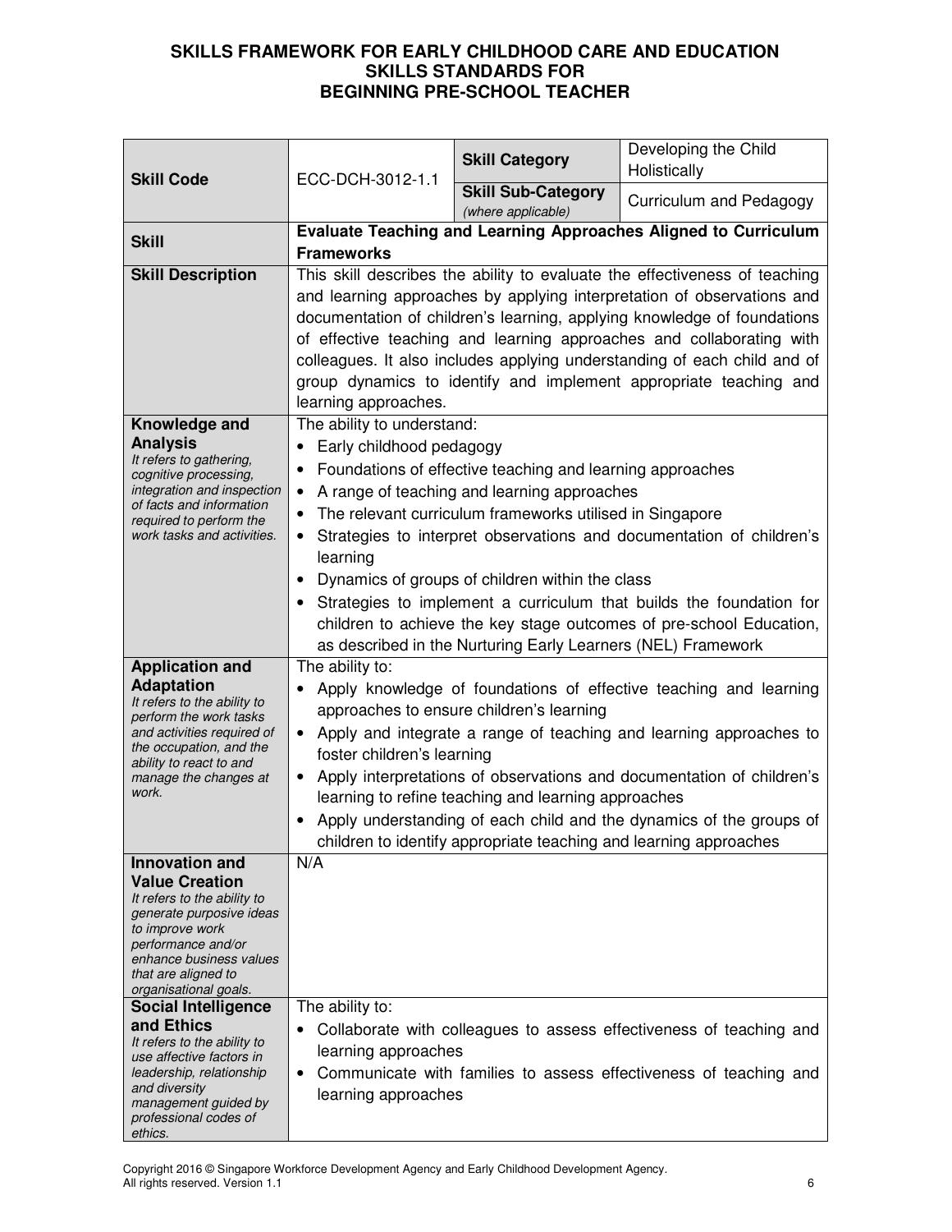# SKILLS FRAMEWORK FOR EARLY CHILDHOOD CARE AND EDUCATION
## SKILLS STANDARDS FOR
## BEGINNING PRE-SCHOOL TEACHER

| **Skill Code** | ECC-DCH-3012-1.1 | **Skill Category** | Developing the Child Holistically |
|---|---|---|---|
| | | **Skill Sub-Category** *(where applicable)* | Curriculum and Pedagogy |
| **Skill** | **Evaluate Teaching and Learning Approaches Aligned to Curriculum Frameworks** | | |
| **Skill Description** | This skill describes the ability to evaluate the effectiveness of teaching and learning approaches by applying interpretation of observations and documentation of children's learning, applying knowledge of foundations of effective teaching and learning approaches and collaborating with colleagues. It also includes applying understanding of each child and of group dynamics to identify and implement appropriate teaching and learning approaches. | | |
| **Knowledge and Analysis** *It refers to gathering, cognitive processing, integration and inspection of facts and information required to perform the work tasks and activities.* | The ability to understand: <br>• Early childhood pedagogy <br>• Foundations of effective teaching and learning approaches <br>• A range of teaching and learning approaches <br>• The relevant curriculum frameworks utilised in Singapore <br>• Strategies to interpret observations and documentation of children's learning <br>• Dynamics of groups of children within the class <br>• Strategies to implement a curriculum that builds the foundation for children to achieve the key stage outcomes of pre-school Education, as described in the Nurturing Early Learners (NEL) Framework | | |
| **Application and Adaptation** *It refers to the ability to perform the work tasks and activities required of the occupation, and the ability to react to and manage the changes at work.* | The ability to: <br>• Apply knowledge of foundations of effective teaching and learning approaches to ensure children's learning <br>• Apply and integrate a range of teaching and learning approaches to foster children's learning <br>• Apply interpretations of observations and documentation of children's learning to refine teaching and learning approaches <br>• Apply understanding of each child and the dynamics of the groups of children to identify appropriate teaching and learning approaches | | |
| **Innovation and Value Creation** *It refers to the ability to generate purposive ideas to improve work performance and/or enhance business values that are aligned to organisational goals.* | N/A | | |
| **Social Intelligence and Ethics** *It refers to the ability to use affective factors in leadership, relationship and diversity management guided by professional codes of ethics.* | The ability to: <br>• Collaborate with colleagues to assess effectiveness of teaching and learning approaches <br>• Communicate with families to assess effectiveness of teaching and learning approaches | | |

Copyright 2016 © Singapore Workforce Development Agency and Early Childhood Development Agency. All rights reserved. Version 1.1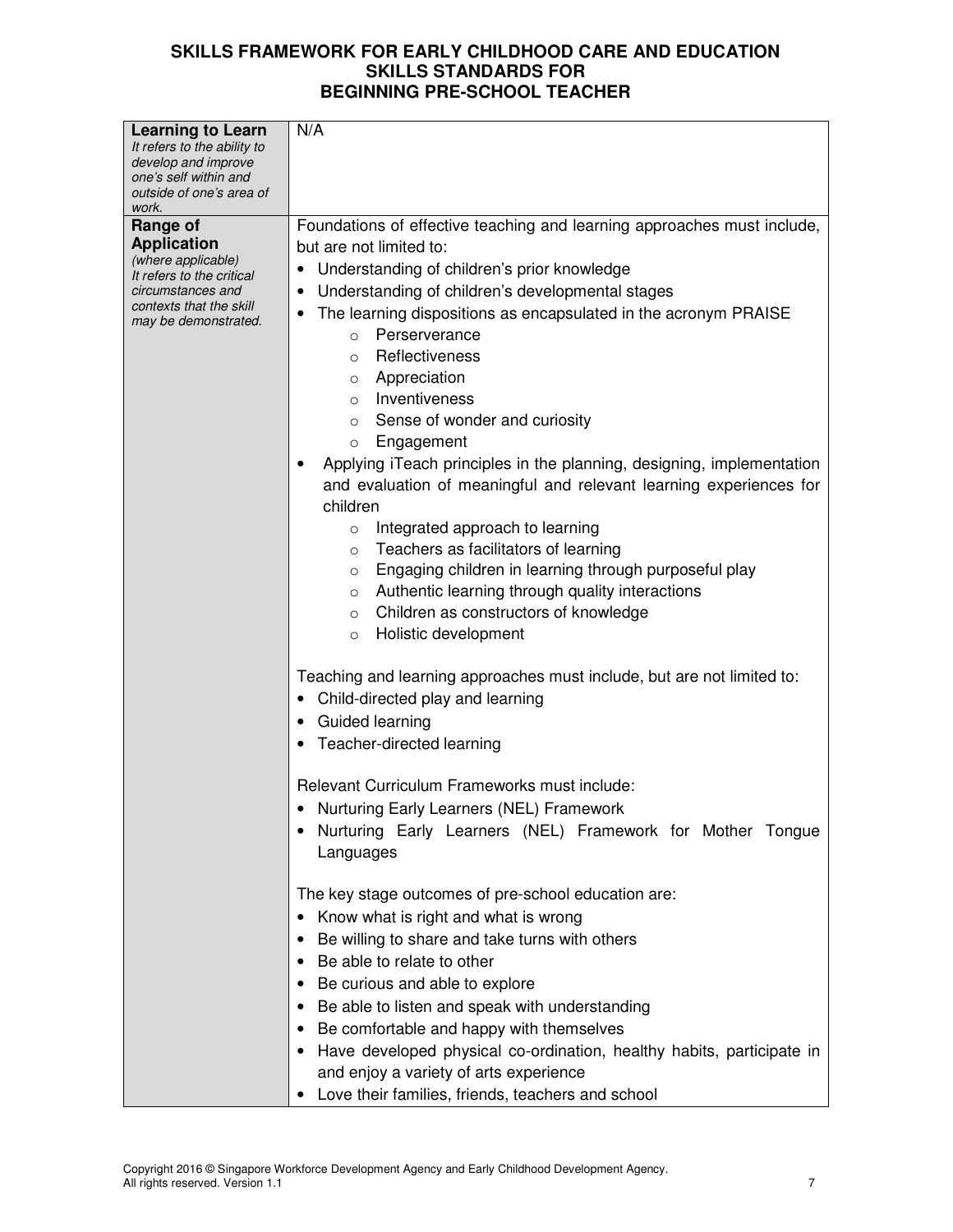# SKILLS FRAMEWORK FOR EARLY CHILDHOOD CARE AND EDUCATION
## SKILLS STANDARDS FOR
## BEGINNING PRE-SCHOOL TEACHER

| | |
|---|---|
| **Learning to Learn**<br>*It refers to the ability to develop and improve one's self within and outside of one's area of work.* | N/A |
| **Range of Application**<br>*(where applicable)*<br>*It refers to the critical circumstances and contexts that the skill may be demonstrated.* | Foundations of effective teaching and learning approaches must include, but are not limited to:<br>• Understanding of children's prior knowledge<br>• Understanding of children's developmental stages<br>• The learning dispositions as encapsulated in the acronym PRAISE<br>&nbsp;&nbsp;&nbsp;&nbsp;○ Perserverance<br>&nbsp;&nbsp;&nbsp;&nbsp;○ Reflectiveness<br>&nbsp;&nbsp;&nbsp;&nbsp;○ Appreciation<br>&nbsp;&nbsp;&nbsp;&nbsp;○ Inventiveness<br>&nbsp;&nbsp;&nbsp;&nbsp;○ Sense of wonder and curiosity<br>&nbsp;&nbsp;&nbsp;&nbsp;○ Engagement<br>• Applying iTeach principles in the planning, designing, implementation and evaluation of meaningful and relevant learning experiences for children<br>&nbsp;&nbsp;&nbsp;&nbsp;○ Integrated approach to learning<br>&nbsp;&nbsp;&nbsp;&nbsp;○ Teachers as facilitators of learning<br>&nbsp;&nbsp;&nbsp;&nbsp;○ Engaging children in learning through purposeful play<br>&nbsp;&nbsp;&nbsp;&nbsp;○ Authentic learning through quality interactions<br>&nbsp;&nbsp;&nbsp;&nbsp;○ Children as constructors of knowledge<br>&nbsp;&nbsp;&nbsp;&nbsp;○ Holistic development<br><br>Teaching and learning approaches must include, but are not limited to:<br>• Child-directed play and learning<br>• Guided learning<br>• Teacher-directed learning<br><br>Relevant Curriculum Frameworks must include:<br>• Nurturing Early Learners (NEL) Framework<br>• Nurturing Early Learners (NEL) Framework for Mother Tongue Languages<br><br>The key stage outcomes of pre-school education are:<br>• Know what is right and what is wrong<br>• Be willing to share and take turns with others<br>• Be able to relate to other<br>• Be curious and able to explore<br>• Be able to listen and speak with understanding<br>• Be comfortable and happy with themselves<br>• Have developed physical co-ordination, healthy habits, participate in and enjoy a variety of arts experience<br>• Love their families, friends, teachers and school |

Copyright 2016 © Singapore Workforce Development Agency and Early Childhood Development Agency. All rights reserved. Version 1.1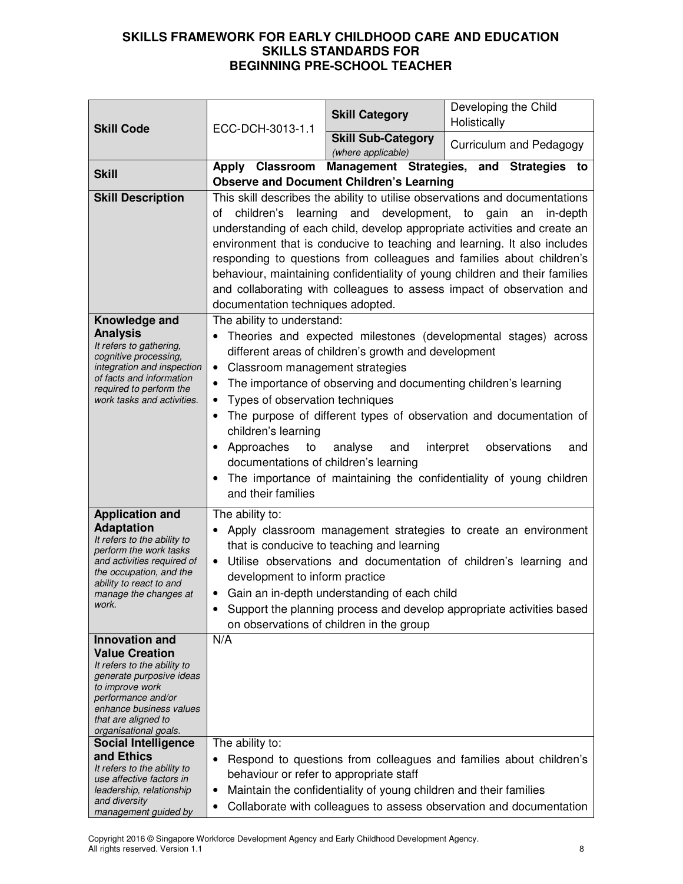# SKILLS FRAMEWORK FOR EARLY CHILDHOOD CARE AND EDUCATION
## SKILLS STANDARDS FOR
## BEGINNING PRE-SCHOOL TEACHER

| **Skill Code** | ECC-DCH-3013-1.1 | **Skill Category** | Developing the Child Holistically |
|---|---|---|---|
| | | **Skill Sub-Category** *(where applicable)* | Curriculum and Pedagogy |
| **Skill** | **Apply Classroom Management Strategies, and Strategies to Observe and Document Children's Learning** | | |
| **Skill Description** | This skill describes the ability to utilise observations and documentations of children's learning and development, to gain an in-depth understanding of each child, develop appropriate activities and create an environment that is conducive to teaching and learning. It also includes responding to questions from colleagues and families about children's behaviour, maintaining confidentiality of young children and their families and collaborating with colleagues to assess impact of observation and documentation techniques adopted. | | |
| **Knowledge and Analysis** *It refers to gathering, cognitive processing, integration and inspection of facts and information required to perform the work tasks and activities.* | The ability to understand:<br>• Theories and expected milestones (developmental stages) across different areas of children's growth and development<br>• Classroom management strategies<br>• The importance of observing and documenting children's learning<br>• Types of observation techniques<br>• The purpose of different types of observation and documentation of children's learning<br>• Approaches to analyse and interpret observations and documentations of children's learning<br>• The importance of maintaining the confidentiality of young children and their families | | |
| **Application and Adaptation** *It refers to the ability to perform the work tasks and activities required of the occupation, and the ability to react to and manage the changes at work.* | The ability to:<br>• Apply classroom management strategies to create an environment that is conducive to teaching and learning<br>• Utilise observations and documentation of children's learning and development to inform practice<br>• Gain an in-depth understanding of each child<br>• Support the planning process and develop appropriate activities based on observations of children in the group | | |
| **Innovation and Value Creation** *It refers to the ability to generate purposive ideas to improve work performance and/or enhance business values that are aligned to organisational goals.* | N/A | | |
| **Social Intelligence and Ethics** *It refers to the ability to use affective factors in leadership, relationship and diversity management guided by* | The ability to:<br>• Respond to questions from colleagues and families about children's behaviour or refer to appropriate staff<br>• Maintain the confidentiality of young children and their families<br>• Collaborate with colleagues to assess observation and documentation | | |

Copyright 2016 © Singapore Workforce Development Agency and Early Childhood Development Agency.
All rights reserved. Version 1.1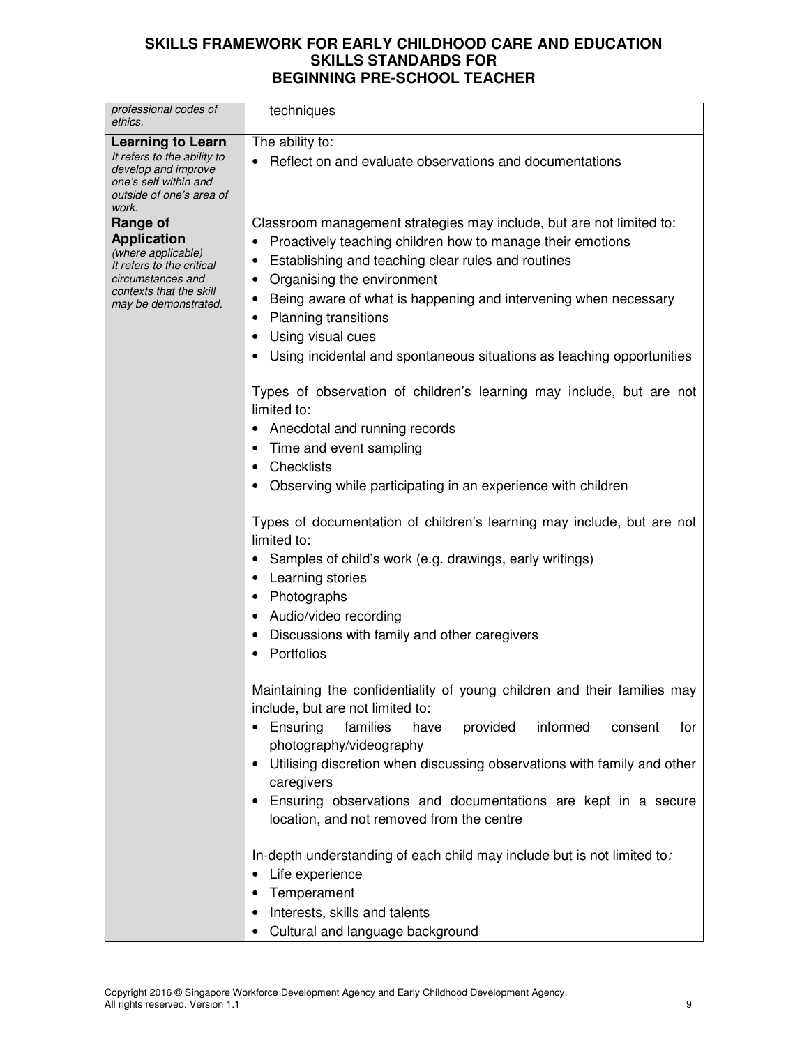| | |
|---|---|
| *professional codes of ethics.* | techniques |
| **Learning to Learn**<br>*It refers to the ability to develop and improve one's self within and outside of one's area of work.* | The ability to:<br>• Reflect on and evaluate observations and documentations |
| **Range of Application**<br>*(where applicable)*<br>*It refers to the critical circumstances and contexts that the skill may be demonstrated.* | Classroom management strategies may include, but are not limited to:<br>• Proactively teaching children how to manage their emotions<br>• Establishing and teaching clear rules and routines<br>• Organising the environment<br>• Being aware of what is happening and intervening when necessary<br>• Planning transitions<br>• Using visual cues<br>• Using incidental and spontaneous situations as teaching opportunities<br><br>Types of observation of children's learning may include, but are not limited to:<br>• Anecdotal and running records<br>• Time and event sampling<br>• Checklists<br>• Observing while participating in an experience with children<br><br>Types of documentation of children's learning may include, but are not limited to:<br>• Samples of child's work (e.g. drawings, early writings)<br>• Learning stories<br>• Photographs<br>• Audio/video recording<br>• Discussions with family and other caregivers<br>• Portfolios<br><br>Maintaining the confidentiality of young children and their families may include, but are not limited to:<br>• Ensuring families have provided informed consent for photography/videography<br>• Utilising discretion when discussing observations with family and other caregivers<br>• Ensuring observations and documentations are kept in a secure location, and not removed from the centre<br><br>In-depth understanding of each child may include but is not limited to*:*<br>• Life experience<br>• Temperament<br>• Interests, skills and talents<br>• Cultural and language background |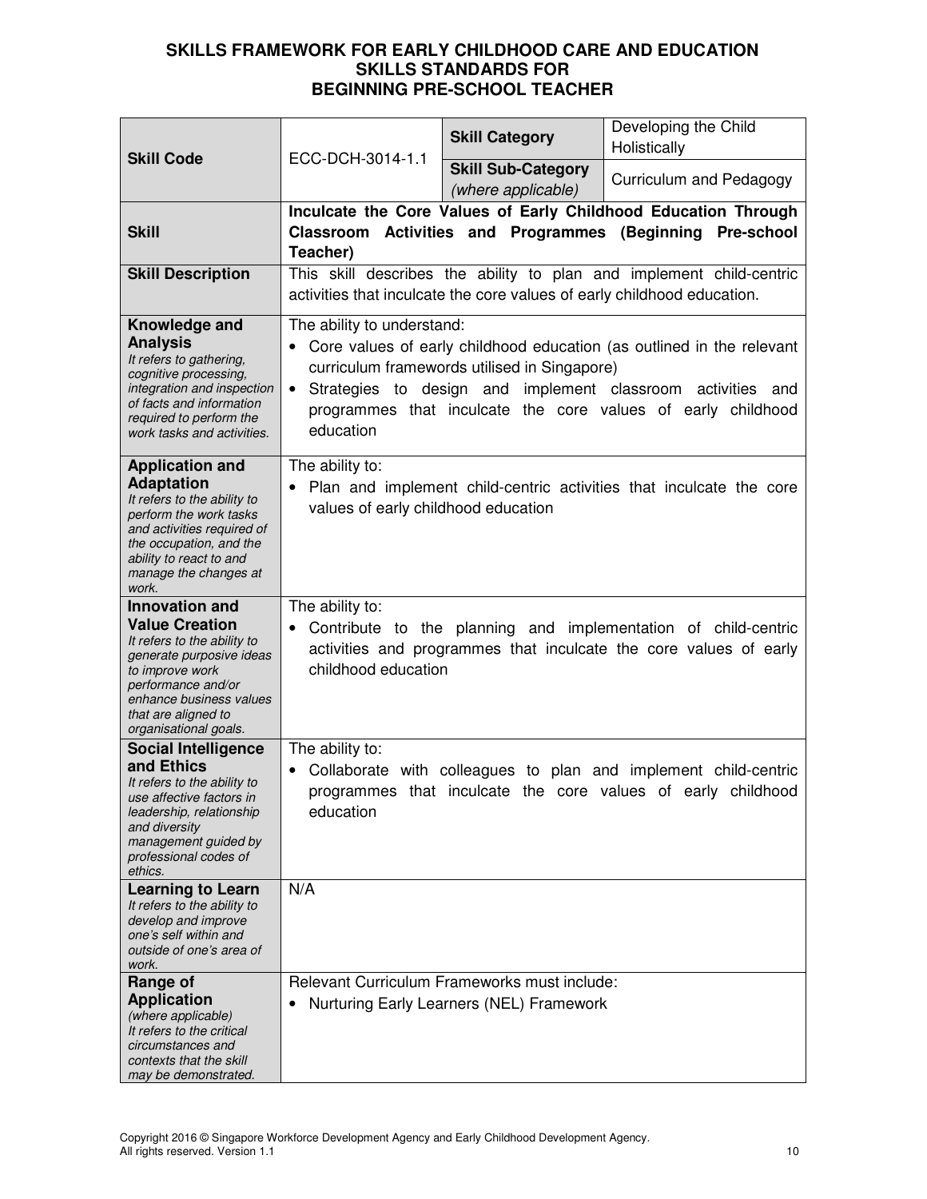# SKILLS FRAMEWORK FOR EARLY CHILDHOOD CARE AND EDUCATION
## SKILLS STANDARDS FOR
## BEGINNING PRE-SCHOOL TEACHER

| **Skill Code** | ECC-DCH-3014-1.1 | **Skill Category** | Developing the Child Holistically |
|---|---|---|---|
| | | **Skill Sub-Category** *(where applicable)* | Curriculum and Pedagogy |
| **Skill** | **Inculcate the Core Values of Early Childhood Education Through Classroom Activities and Programmes (Beginning Pre-school Teacher)** | | |
| **Skill Description** | This skill describes the ability to plan and implement child-centric activities that inculcate the core values of early childhood education. | | |
| **Knowledge and Analysis** *It refers to gathering, cognitive processing, integration and inspection of facts and information required to perform the work tasks and activities.* | The ability to understand:<br>• Core values of early childhood education (as outlined in the relevant curriculum frameworks utilised in Singapore)<br>• Strategies to design and implement classroom activities and programmes that inculcate the core values of early childhood education | | |
| **Application and Adaptation** *It refers to the ability to perform the work tasks and activities required of the occupation, and the ability to react to and manage the changes at work.* | The ability to:<br>• Plan and implement child-centric activities that inculcate the core values of early childhood education | | |
| **Innovation and Value Creation** *It refers to the ability to generate purposive ideas to improve work performance and/or enhance business values that are aligned to organisational goals.* | The ability to:<br>• Contribute to the planning and implementation of child-centric activities and programmes that inculcate the core values of early childhood education | | |
| **Social Intelligence and Ethics** *It refers to the ability to use affective factors in leadership, relationship and diversity management guided by professional codes of ethics.* | The ability to:<br>• Collaborate with colleagues to plan and implement child-centric programmes that inculcate the core values of early childhood education | | |
| **Learning to Learn** *It refers to the ability to develop and improve one's self within and outside of one's area of work.* | N/A | | |
| **Range of Application** *(where applicable) It refers to the critical circumstances and contexts that the skill may be demonstrated.* | Relevant Curriculum Frameworks must include:<br>• Nurturing Early Learners (NEL) Framework | | |

Copyright 2016 © Singapore Workforce Development Agency and Early Childhood Development Agency. All rights reserved. Version 1.1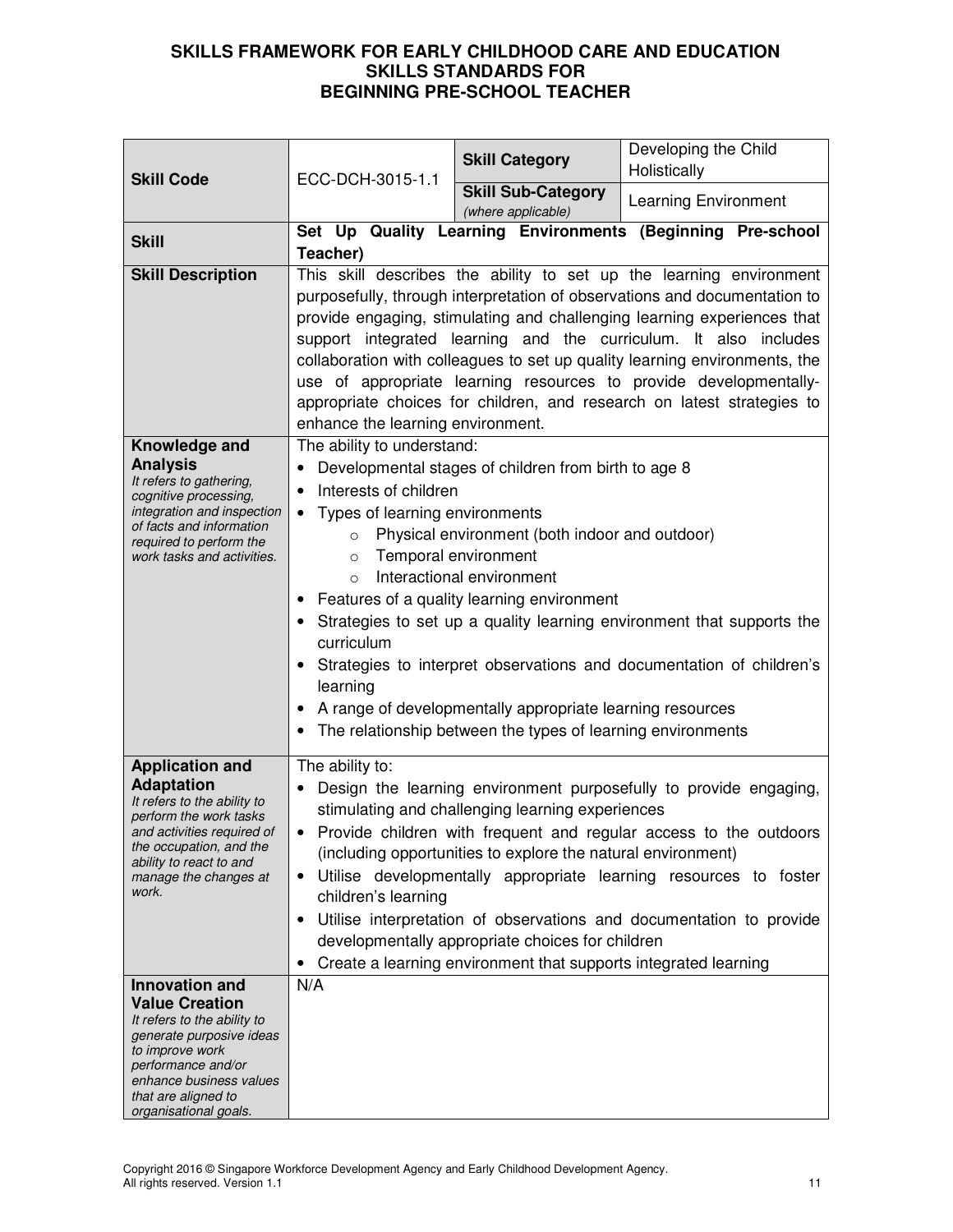# SKILLS FRAMEWORK FOR EARLY CHILDHOOD CARE AND EDUCATION
## SKILLS STANDARDS FOR
## BEGINNING PRE-SCHOOL TEACHER

| **Skill Code** | ECC-DCH-3015-1.1 | **Skill Category** | Developing the Child Holistically |
|---|---|---|---|
| | | **Skill Sub-Category** *(where applicable)* | Learning Environment |
| **Skill** | **Set Up Quality Learning Environments (Beginning Pre-school Teacher)** | | |
| **Skill Description** | This skill describes the ability to set up the learning environment purposefully, through interpretation of observations and documentation to provide engaging, stimulating and challenging learning experiences that support integrated learning and the curriculum. It also includes collaboration with colleagues to set up quality learning environments, the use of appropriate learning resources to provide developmentally-appropriate choices for children, and research on latest strategies to enhance the learning environment. | | |
| **Knowledge and Analysis** *It refers to gathering, cognitive processing, integration and inspection of facts and information required to perform the work tasks and activities.* | The ability to understand:<br>• Developmental stages of children from birth to age 8<br>• Interests of children<br>• Types of learning environments<br>&nbsp;&nbsp;&nbsp;&nbsp;o Physical environment (both indoor and outdoor)<br>&nbsp;&nbsp;&nbsp;&nbsp;o Temporal environment<br>&nbsp;&nbsp;&nbsp;&nbsp;o Interactional environment<br>• Features of a quality learning environment<br>• Strategies to set up a quality learning environment that supports the curriculum<br>• Strategies to interpret observations and documentation of children's learning<br>• A range of developmentally appropriate learning resources<br>• The relationship between the types of learning environments | | |
| **Application and Adaptation** *It refers to the ability to perform the work tasks and activities required of the occupation, and the ability to react to and manage the changes at work.* | The ability to:<br>• Design the learning environment purposefully to provide engaging, stimulating and challenging learning experiences<br>• Provide children with frequent and regular access to the outdoors (including opportunities to explore the natural environment)<br>• Utilise developmentally appropriate learning resources to foster children's learning<br>• Utilise interpretation of observations and documentation to provide developmentally appropriate choices for children<br>• Create a learning environment that supports integrated learning | | |
| **Innovation and Value Creation** *It refers to the ability to generate purposive ideas to improve work performance and/or enhance business values that are aligned to organisational goals.* | N/A | | |

Copyright 2016 © Singapore Workforce Development Agency and Early Childhood Development Agency.
All rights reserved. Version 1.1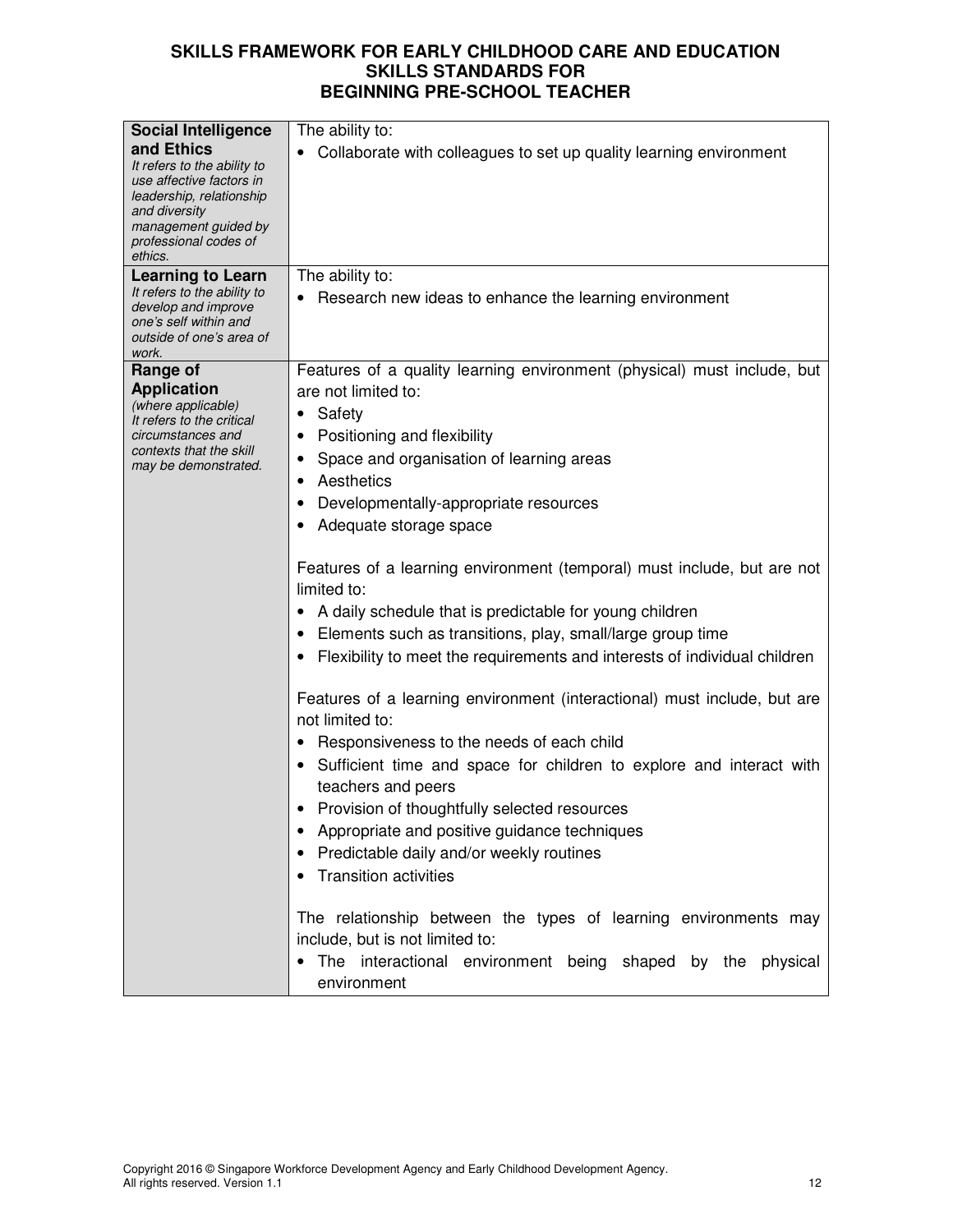| | |
|---|---|
| **Social Intelligence and Ethics**<br>*It refers to the ability to use affective factors in leadership, relationship and diversity management guided by professional codes of ethics.* | The ability to:<br>• Collaborate with colleagues to set up quality learning environment |
| **Learning to Learn**<br>*It refers to the ability to develop and improve one's self within and outside of one's area of work.* | The ability to:<br>• Research new ideas to enhance the learning environment |
| **Range of Application**<br>*(where applicable)*<br>*It refers to the critical circumstances and contexts that the skill may be demonstrated.* | Features of a quality learning environment (physical) must include, but are not limited to:<br>• Safety<br>• Positioning and flexibility<br>• Space and organisation of learning areas<br>• Aesthetics<br>• Developmentally-appropriate resources<br>• Adequate storage space<br><br>Features of a learning environment (temporal) must include, but are not limited to:<br>• A daily schedule that is predictable for young children<br>• Elements such as transitions, play, small/large group time<br>• Flexibility to meet the requirements and interests of individual children<br><br>Features of a learning environment (interactional) must include, but are not limited to:<br>• Responsiveness to the needs of each child<br>• Sufficient time and space for children to explore and interact with teachers and peers<br>• Provision of thoughtfully selected resources<br>• Appropriate and positive guidance techniques<br>• Predictable daily and/or weekly routines<br>• Transition activities<br><br>The relationship between the types of learning environments may include, but is not limited to:<br>• The interactional environment being shaped by the physical environment |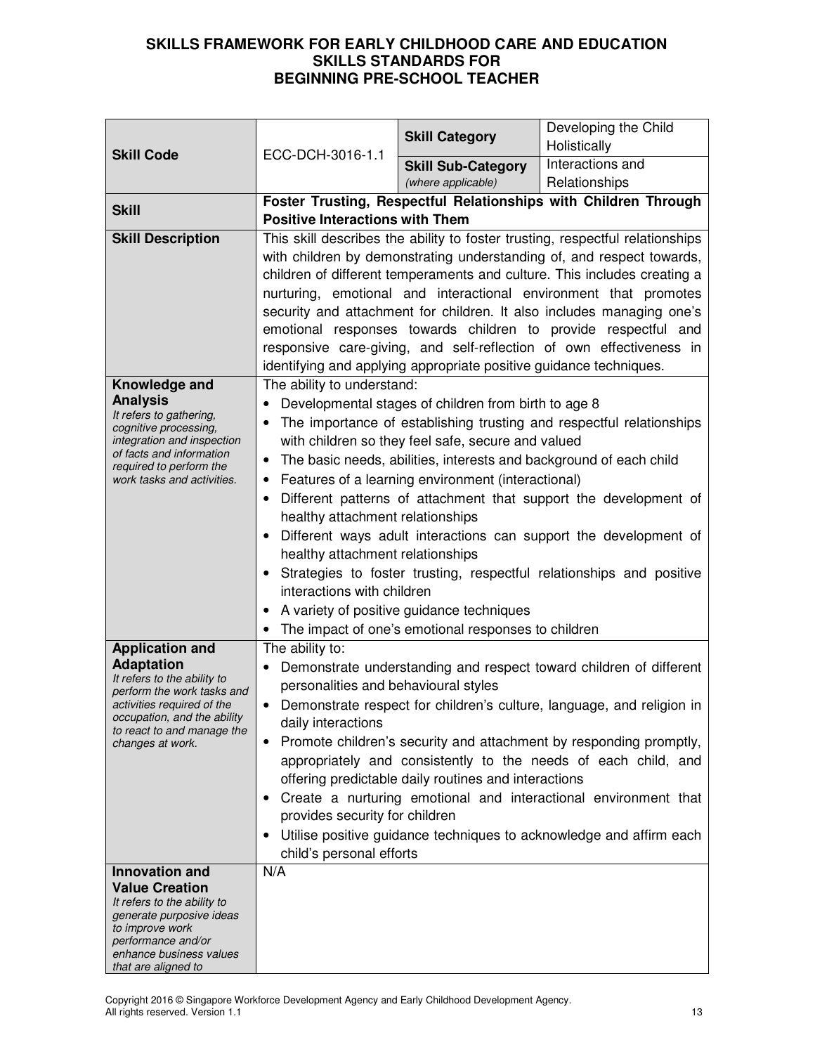# SKILLS FRAMEWORK FOR EARLY CHILDHOOD CARE AND EDUCATION
## SKILLS STANDARDS FOR
## BEGINNING PRE-SCHOOL TEACHER

| | | | |
|---|---|---|---|
| **Skill Code** | ECC-DCH-3016-1.1 | **Skill Category** | Developing the Child Holistically |
| | | **Skill Sub-Category** *(where applicable)* | Interactions and Relationships |
| **Skill** | **Foster Trusting, Respectful Relationships with Children Through Positive Interactions with Them** | | |
| **Skill Description** | This skill describes the ability to foster trusting, respectful relationships with children by demonstrating understanding of, and respect towards, children of different temperaments and culture. This includes creating a nurturing, emotional and interactional environment that promotes security and attachment for children. It also includes managing one's emotional responses towards children to provide respectful and responsive care-giving, and self-reflection of own effectiveness in identifying and applying appropriate positive guidance techniques. | | |
| **Knowledge and Analysis** *It refers to gathering, cognitive processing, integration and inspection of facts and information required to perform the work tasks and activities.* | The ability to understand:<br>• Developmental stages of children from birth to age 8<br>• The importance of establishing trusting and respectful relationships with children so they feel safe, secure and valued<br>• The basic needs, abilities, interests and background of each child<br>• Features of a learning environment (interactional)<br>• Different patterns of attachment that support the development of healthy attachment relationships<br>• Different ways adult interactions can support the development of healthy attachment relationships<br>• Strategies to foster trusting, respectful relationships and positive interactions with children<br>• A variety of positive guidance techniques<br>• The impact of one's emotional responses to children | | |
| **Application and Adaptation** *It refers to the ability to perform the work tasks and activities required of the occupation, and the ability to react to and manage the changes at work.* | The ability to:<br>• Demonstrate understanding and respect toward children of different personalities and behavioural styles<br>• Demonstrate respect for children's culture, language, and religion in daily interactions<br>• Promote children's security and attachment by responding promptly, appropriately and consistently to the needs of each child, and offering predictable daily routines and interactions<br>• Create a nurturing emotional and interactional environment that provides security for children<br>• Utilise positive guidance techniques to acknowledge and affirm each child's personal efforts | | |
| **Innovation and Value Creation** *It refers to the ability to generate purposive ideas to improve work performance and/or enhance business values that are aligned to* | N/A | | |

Copyright 2016 © Singapore Workforce Development Agency and Early Childhood Development Agency. All rights reserved. Version 1.1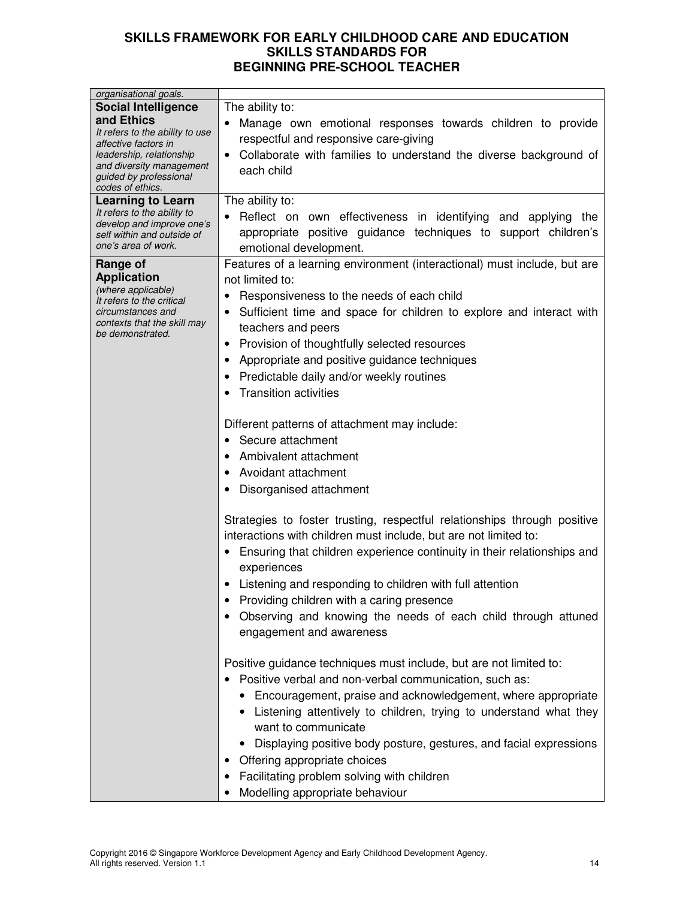| *organisational goals.* | |
|---|---|
| **Social Intelligence and Ethics** *It refers to the ability to use affective factors in leadership, relationship and diversity management guided by professional codes of ethics.* | The ability to: <br>• Manage own emotional responses towards children to provide respectful and responsive care-giving <br>• Collaborate with families to understand the diverse background of each child |
| **Learning to Learn** *It refers to the ability to develop and improve one's self within and outside of one's area of work.* | The ability to: <br>• Reflect on own effectiveness in identifying and applying the appropriate positive guidance techniques to support children's emotional development. |
| **Range of Application** *(where applicable)* *It refers to the critical circumstances and contexts that the skill may be demonstrated.* | Features of a learning environment (interactional) must include, but are not limited to: <br>• Responsiveness to the needs of each child <br>• Sufficient time and space for children to explore and interact with teachers and peers <br>• Provision of thoughtfully selected resources <br>• Appropriate and positive guidance techniques <br>• Predictable daily and/or weekly routines <br>• Transition activities <br><br>Different patterns of attachment may include: <br>• Secure attachment <br>• Ambivalent attachment <br>• Avoidant attachment <br>• Disorganised attachment <br><br>Strategies to foster trusting, respectful relationships through positive interactions with children must include, but are not limited to: <br>• Ensuring that children experience continuity in their relationships and experiences <br>• Listening and responding to children with full attention <br>• Providing children with a caring presence <br>• Observing and knowing the needs of each child through attuned engagement and awareness <br><br>Positive guidance techniques must include, but are not limited to: <br>• Positive verbal and non-verbal communication, such as: <br>&nbsp;&nbsp;• Encouragement, praise and acknowledgement, where appropriate <br>&nbsp;&nbsp;• Listening attentively to children, trying to understand what they want to communicate <br>&nbsp;&nbsp;• Displaying positive body posture, gestures, and facial expressions <br>• Offering appropriate choices <br>• Facilitating problem solving with children <br>• Modelling appropriate behaviour |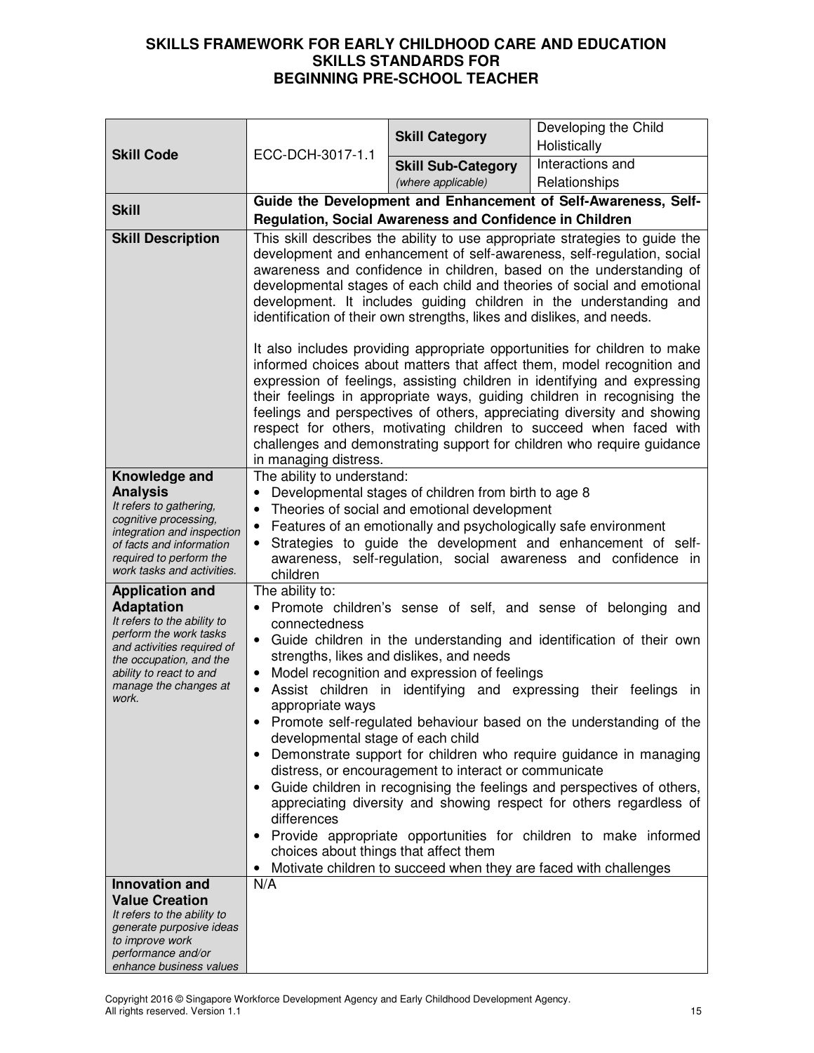# SKILLS FRAMEWORK FOR EARLY CHILDHOOD CARE AND EDUCATION
## SKILLS STANDARDS FOR
## BEGINNING PRE-SCHOOL TEACHER

| **Skill Code** | ECC-DCH-3017-1.1 | **Skill Category** | Developing the Child Holistically |
|---|---|---|---|
| | | **Skill Sub-Category** *(where applicable)* | Interactions and Relationships |
| **Skill** | **Guide the Development and Enhancement of Self-Awareness, Self-Regulation, Social Awareness and Confidence in Children** | | |
| **Skill Description** | This skill describes the ability to use appropriate strategies to guide the development and enhancement of self-awareness, self-regulation, social awareness and confidence in children, based on the understanding of developmental stages of each child and theories of social and emotional development. It includes guiding children in the understanding and identification of their own strengths, likes and dislikes, and needs.<br><br>It also includes providing appropriate opportunities for children to make informed choices about matters that affect them, model recognition and expression of feelings, assisting children in identifying and expressing their feelings in appropriate ways, guiding children in recognising the feelings and perspectives of others, appreciating diversity and showing respect for others, motivating children to succeed when faced with challenges and demonstrating support for children who require guidance in managing distress. | | |
| **Knowledge and Analysis**<br>*It refers to gathering, cognitive processing, integration and inspection of facts and information required to perform the work tasks and activities.* | The ability to understand:<br>• Developmental stages of children from birth to age 8<br>• Theories of social and emotional development<br>• Features of an emotionally and psychologically safe environment<br>• Strategies to guide the development and enhancement of self-awareness, self-regulation, social awareness and confidence in children | | |
| **Application and Adaptation**<br>*It refers to the ability to perform the work tasks and activities required of the occupation, and the ability to react to and manage the changes at work.* | The ability to:<br>• Promote children's sense of self, and sense of belonging and connectedness<br>• Guide children in the understanding and identification of their own strengths, likes and dislikes, and needs<br>• Model recognition and expression of feelings<br>• Assist children in identifying and expressing their feelings in appropriate ways<br>• Promote self-regulated behaviour based on the understanding of the developmental stage of each child<br>• Demonstrate support for children who require guidance in managing distress, or encouragement to interact or communicate<br>• Guide children in recognising the feelings and perspectives of others, appreciating diversity and showing respect for others regardless of differences<br>• Provide appropriate opportunities for children to make informed choices about things that affect them<br>• Motivate children to succeed when they are faced with challenges | | |
| **Innovation and Value Creation**<br>*It refers to the ability to generate purposive ideas to improve work performance and/or enhance business values* | N/A | | |

Copyright 2016 © Singapore Workforce Development Agency and Early Childhood Development Agency. All rights reserved. Version 1.1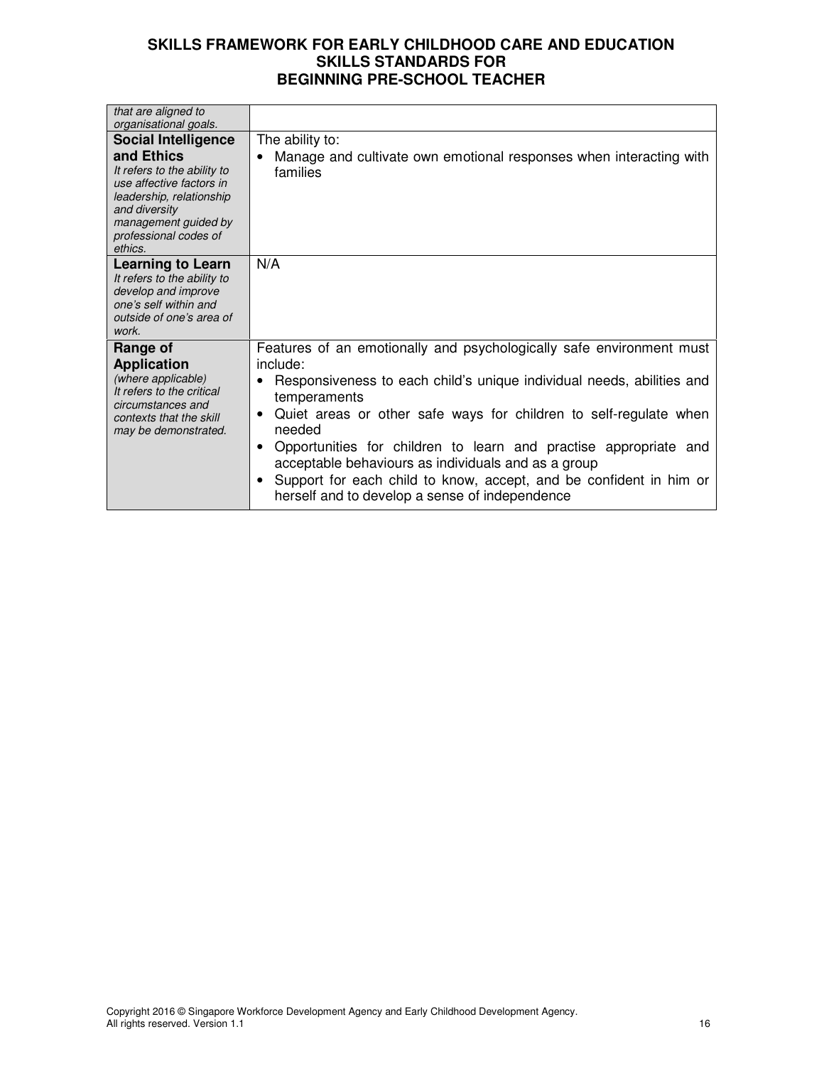| | |
|---|---|
| *that are aligned to organisational goals.* | |
| **Social Intelligence and Ethics** *It refers to the ability to use affective factors in leadership, relationship and diversity management guided by professional codes of ethics.* | The ability to: <br>• Manage and cultivate own emotional responses when interacting with families |
| **Learning to Learn** *It refers to the ability to develop and improve one's self within and outside of one's area of work.* | N/A |
| **Range of Application** *(where applicable) It refers to the critical circumstances and contexts that the skill may be demonstrated.* | Features of an emotionally and psychologically safe environment must include: <br>• Responsiveness to each child's unique individual needs, abilities and temperaments <br>• Quiet areas or other safe ways for children to self-regulate when needed <br>• Opportunities for children to learn and practise appropriate and acceptable behaviours as individuals and as a group <br>• Support for each child to know, accept, and be confident in him or herself and to develop a sense of independence |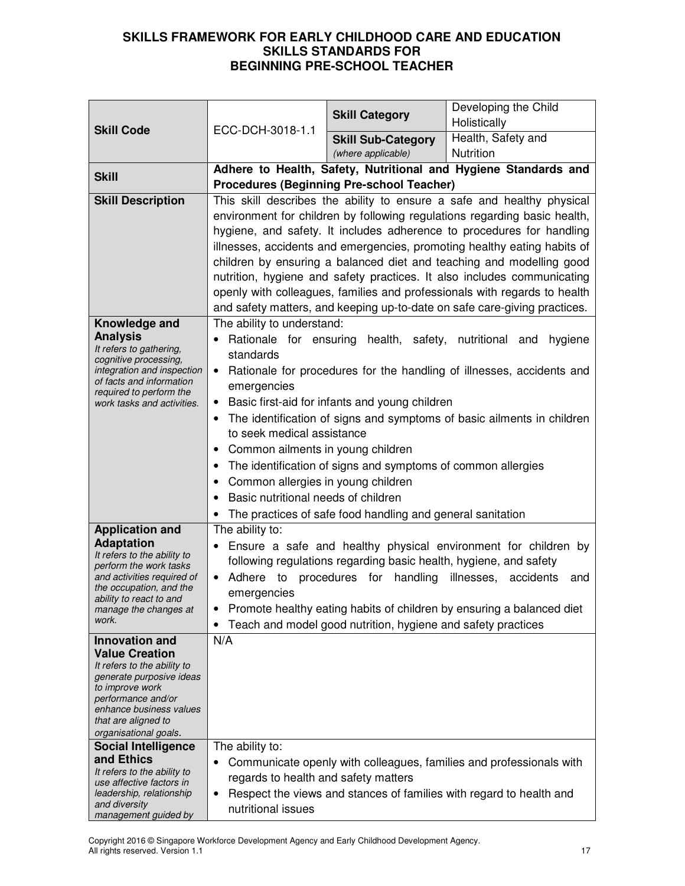# SKILLS FRAMEWORK FOR EARLY CHILDHOOD CARE AND EDUCATION
## SKILLS STANDARDS FOR
## BEGINNING PRE-SCHOOL TEACHER

| **Skill Code** | ECC-DCH-3018-1.1 | **Skill Category** | Developing the Child Holistically |
|---|---|---|---|
| | | **Skill Sub-Category** *(where applicable)* | Health, Safety and Nutrition |
| **Skill** | **Adhere to Health, Safety, Nutritional and Hygiene Standards and Procedures (Beginning Pre-school Teacher)** | | |
| **Skill Description** | This skill describes the ability to ensure a safe and healthy physical environment for children by following regulations regarding basic health, hygiene, and safety. It includes adherence to procedures for handling illnesses, accidents and emergencies, promoting healthy eating habits of children by ensuring a balanced diet and teaching and modelling good nutrition, hygiene and safety practices. It also includes communicating openly with colleagues, families and professionals with regards to health and safety matters, and keeping up-to-date on safe care-giving practices. | | |
| **Knowledge and Analysis** *It refers to gathering, cognitive processing, integration and inspection of facts and information required to perform the work tasks and activities.* | The ability to understand: <br>• Rationale for ensuring health, safety, nutritional and hygiene standards <br>• Rationale for procedures for the handling of illnesses, accidents and emergencies <br>• Basic first-aid for infants and young children <br>• The identification of signs and symptoms of basic ailments in children to seek medical assistance <br>• Common ailments in young children <br>• The identification of signs and symptoms of common allergies <br>• Common allergies in young children <br>• Basic nutritional needs of children <br>• The practices of safe food handling and general sanitation | | |
| **Application and Adaptation** *It refers to the ability to perform the work tasks and activities required of the occupation, and the ability to react to and manage the changes at work.* | The ability to: <br>• Ensure a safe and healthy physical environment for children by following regulations regarding basic health, hygiene, and safety <br>• Adhere to procedures for handling illnesses, accidents and emergencies <br>• Promote healthy eating habits of children by ensuring a balanced diet <br>• Teach and model good nutrition, hygiene and safety practices | | |
| **Innovation and Value Creation** *It refers to the ability to generate purposive ideas to improve work performance and/or enhance business values that are aligned to organisational goals.* | N/A | | |
| **Social Intelligence and Ethics** *It refers to the ability to use affective factors in leadership, relationship and diversity management guided by* | The ability to: <br>• Communicate openly with colleagues, families and professionals with regards to health and safety matters <br>• Respect the views and stances of families with regard to health and nutritional issues | | |

Copyright 2016 © Singapore Workforce Development Agency and Early Childhood Development Agency. All rights reserved. Version 1.1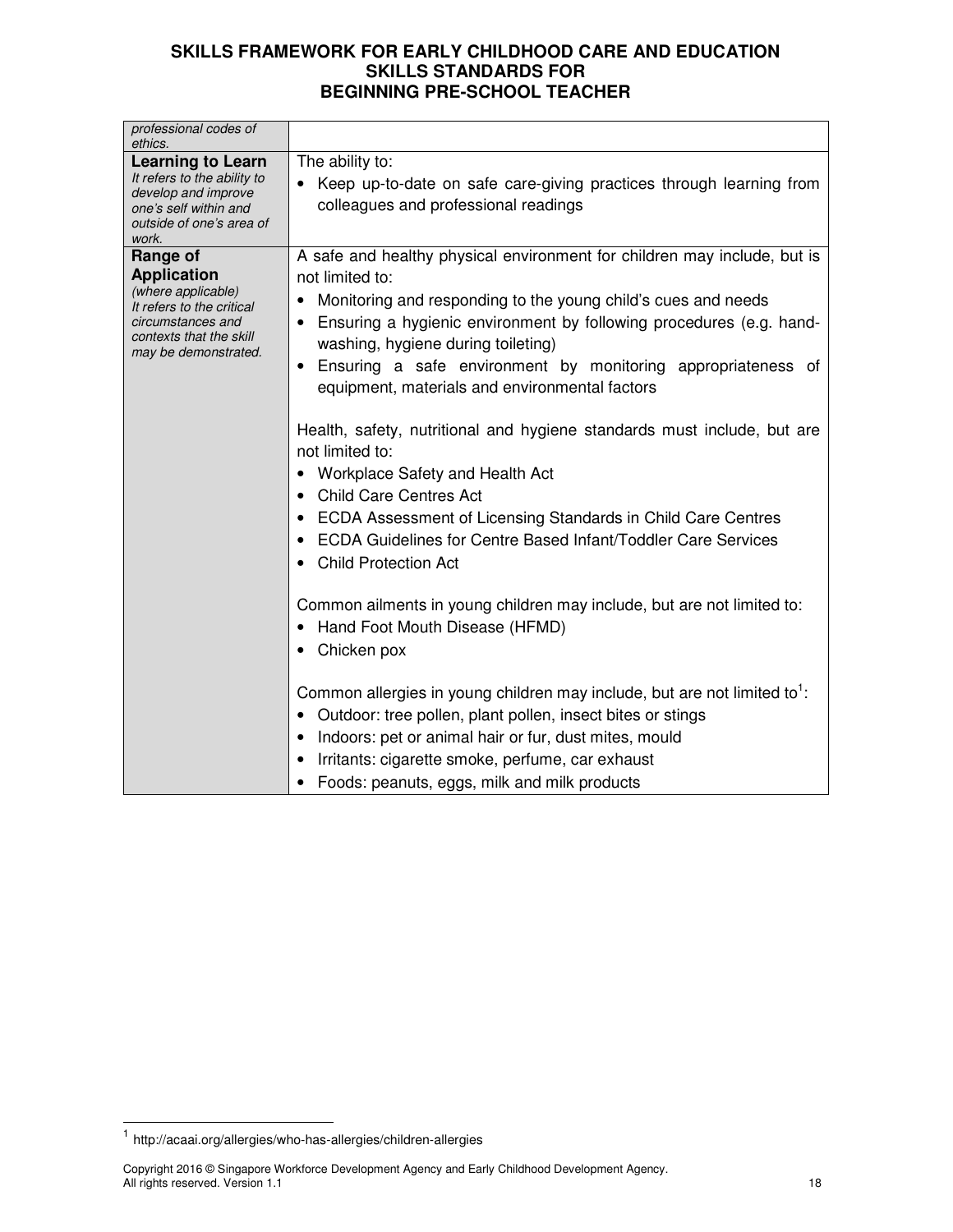| | |
|---|---|
| *professional codes of ethics.* | |
| **Learning to Learn** *It refers to the ability to develop and improve one's self within and outside of one's area of work.* | The ability to: <br>• Keep up-to-date on safe care-giving practices through learning from colleagues and professional readings |
| **Range of Application** *(where applicable) It refers to the critical circumstances and contexts that the skill may be demonstrated.* | A safe and healthy physical environment for children may include, but is not limited to: <br>• Monitoring and responding to the young child's cues and needs <br>• Ensuring a hygienic environment by following procedures (e.g. hand-washing, hygiene during toileting) <br>• Ensuring a safe environment by monitoring appropriateness of equipment, materials and environmental factors <br><br>Health, safety, nutritional and hygiene standards must include, but are not limited to: <br>• Workplace Safety and Health Act <br>• Child Care Centres Act <br>• ECDA Assessment of Licensing Standards in Child Care Centres <br>• ECDA Guidelines for Centre Based Infant/Toddler Care Services <br>• Child Protection Act <br><br>Common ailments in young children may include, but are not limited to: <br>• Hand Foot Mouth Disease (HFMD) <br>• Chicken pox <br><br>Common allergies in young children may include, but are not limited to[1]: <br>• Outdoor: tree pollen, plant pollen, insect bites or stings <br>• Indoors: pet or animal hair or fur, dust mites, mould <br>• Irritants: cigarette smoke, perfume, car exhaust <br>• Foods: peanuts, eggs, milk and milk products |

[1] http://acaai.org/allergies/who-has-allergies/children-allergies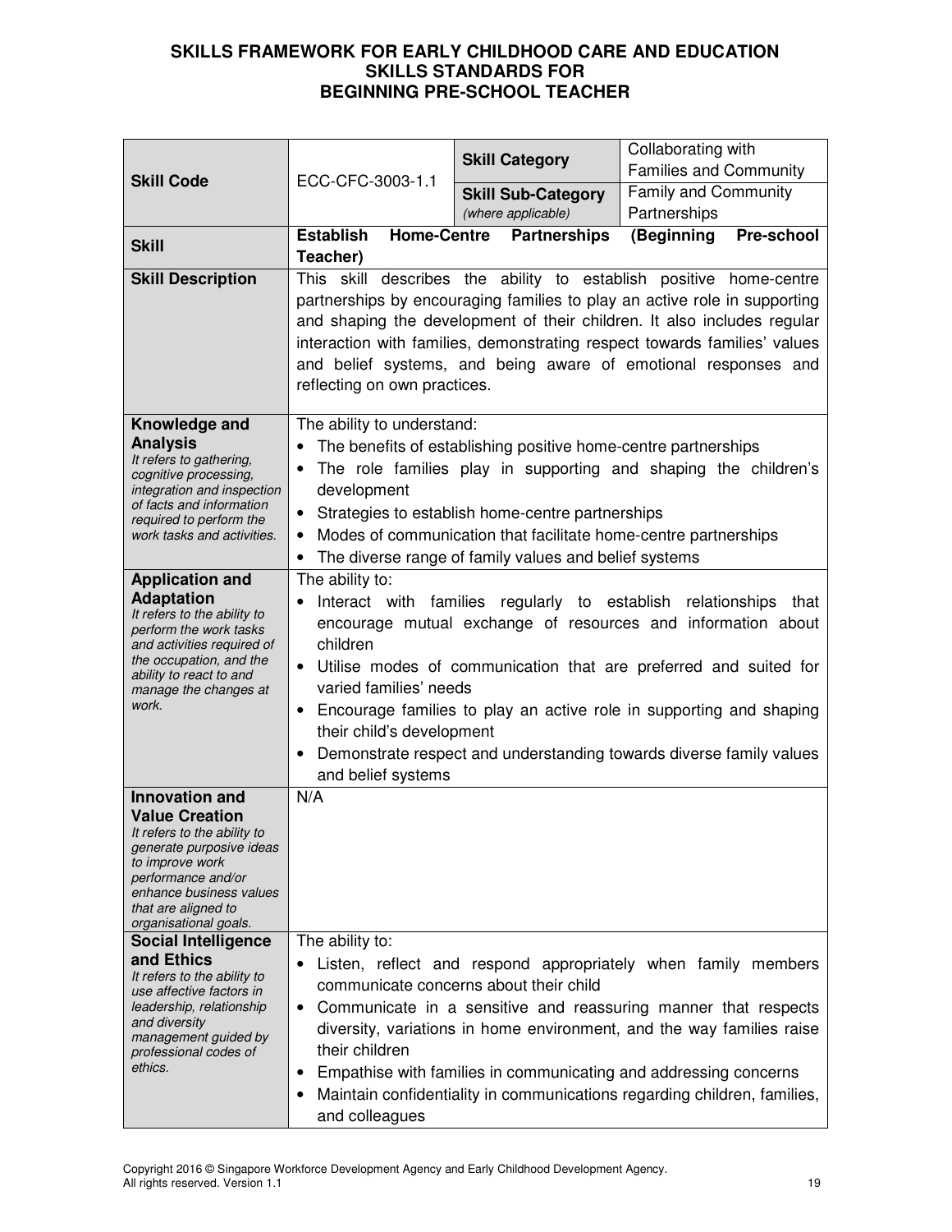# SKILLS FRAMEWORK FOR EARLY CHILDHOOD CARE AND EDUCATION
## SKILLS STANDARDS FOR
## BEGINNING PRE-SCHOOL TEACHER

| **Skill Code** | ECC-CFC-3003-1.1 | **Skill Category** | Collaborating with Families and Community |
|---|---|---|---|
| | | **Skill Sub-Category** *(where applicable)* | Family and Community Partnerships |
| **Skill** | **Establish Home-Centre Partnerships (Beginning Pre-school Teacher)** | | |
| **Skill Description** | This skill describes the ability to establish positive home-centre partnerships by encouraging families to play an active role in supporting and shaping the development of their children. It also includes regular interaction with families, demonstrating respect towards families' values and belief systems, and being aware of emotional responses and reflecting on own practices. | | |
| **Knowledge and Analysis** *It refers to gathering, cognitive processing, integration and inspection of facts and information required to perform the work tasks and activities.* | The ability to understand:<br>• The benefits of establishing positive home-centre partnerships<br>• The role families play in supporting and shaping the children's development<br>• Strategies to establish home-centre partnerships<br>• Modes of communication that facilitate home-centre partnerships<br>• The diverse range of family values and belief systems | | |
| **Application and Adaptation** *It refers to the ability to perform the work tasks and activities required of the occupation, and the ability to react to and manage the changes at work.* | The ability to:<br>• Interact with families regularly to establish relationships that encourage mutual exchange of resources and information about children<br>• Utilise modes of communication that are preferred and suited for varied families' needs<br>• Encourage families to play an active role in supporting and shaping their child's development<br>• Demonstrate respect and understanding towards diverse family values and belief systems | | |
| **Innovation and Value Creation** *It refers to the ability to generate purposive ideas to improve work performance and/or enhance business values that are aligned to organisational goals.* | N/A | | |
| **Social Intelligence and Ethics** *It refers to the ability to use affective factors in leadership, relationship and diversity management guided by professional codes of ethics.* | The ability to:<br>• Listen, reflect and respond appropriately when family members communicate concerns about their child<br>• Communicate in a sensitive and reassuring manner that respects diversity, variations in home environment, and the way families raise their children<br>• Empathise with families in communicating and addressing concerns<br>• Maintain confidentiality in communications regarding children, families, and colleagues | | |

Copyright 2016 © Singapore Workforce Development Agency and Early Childhood Development Agency. All rights reserved. Version 1.1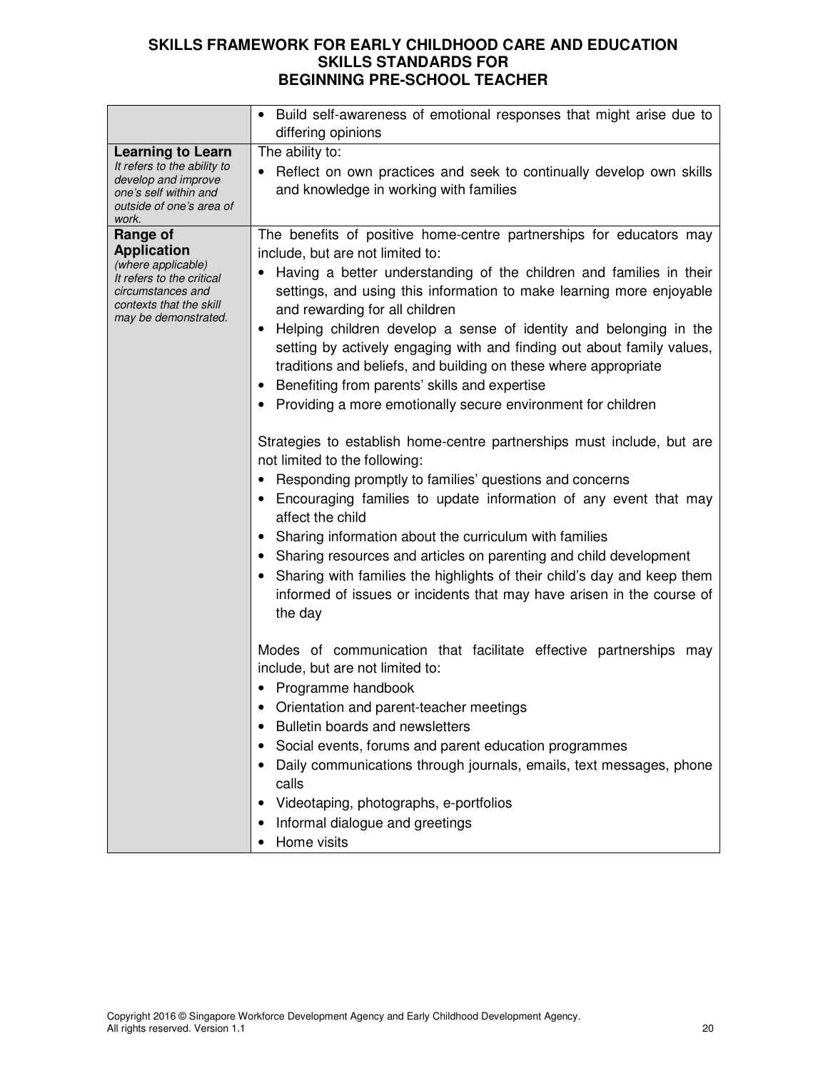| | |
|---|---|
| | • Build self-awareness of emotional responses that might arise due to differing opinions |
| **Learning to Learn**<br>*It refers to the ability to develop and improve one's self within and outside of one's area of work.* | The ability to:<br>• Reflect on own practices and seek to continually develop own skills and knowledge in working with families |
| **Range of Application**<br>*(where applicable)*<br>*It refers to the critical circumstances and contexts that the skill may be demonstrated.* | The benefits of positive home-centre partnerships for educators may include, but are not limited to:<br>• Having a better understanding of the children and families in their settings, and using this information to make learning more enjoyable and rewarding for all children<br>• Helping children develop a sense of identity and belonging in the setting by actively engaging with and finding out about family values, traditions and beliefs, and building on these where appropriate<br>• Benefiting from parents' skills and expertise<br>• Providing a more emotionally secure environment for children<br><br>Strategies to establish home-centre partnerships must include, but are not limited to the following:<br>• Responding promptly to families' questions and concerns<br>• Encouraging families to update information of any event that may affect the child<br>• Sharing information about the curriculum with families<br>• Sharing resources and articles on parenting and child development<br>• Sharing with families the highlights of their child's day and keep them informed of issues or incidents that may have arisen in the course of the day<br><br>Modes of communication that facilitate effective partnerships may include, but are not limited to:<br>• Programme handbook<br>• Orientation and parent-teacher meetings<br>• Bulletin boards and newsletters<br>• Social events, forums and parent education programmes<br>• Daily communications through journals, emails, text messages, phone calls<br>• Videotaping, photographs, e-portfolios<br>• Informal dialogue and greetings<br>• Home visits |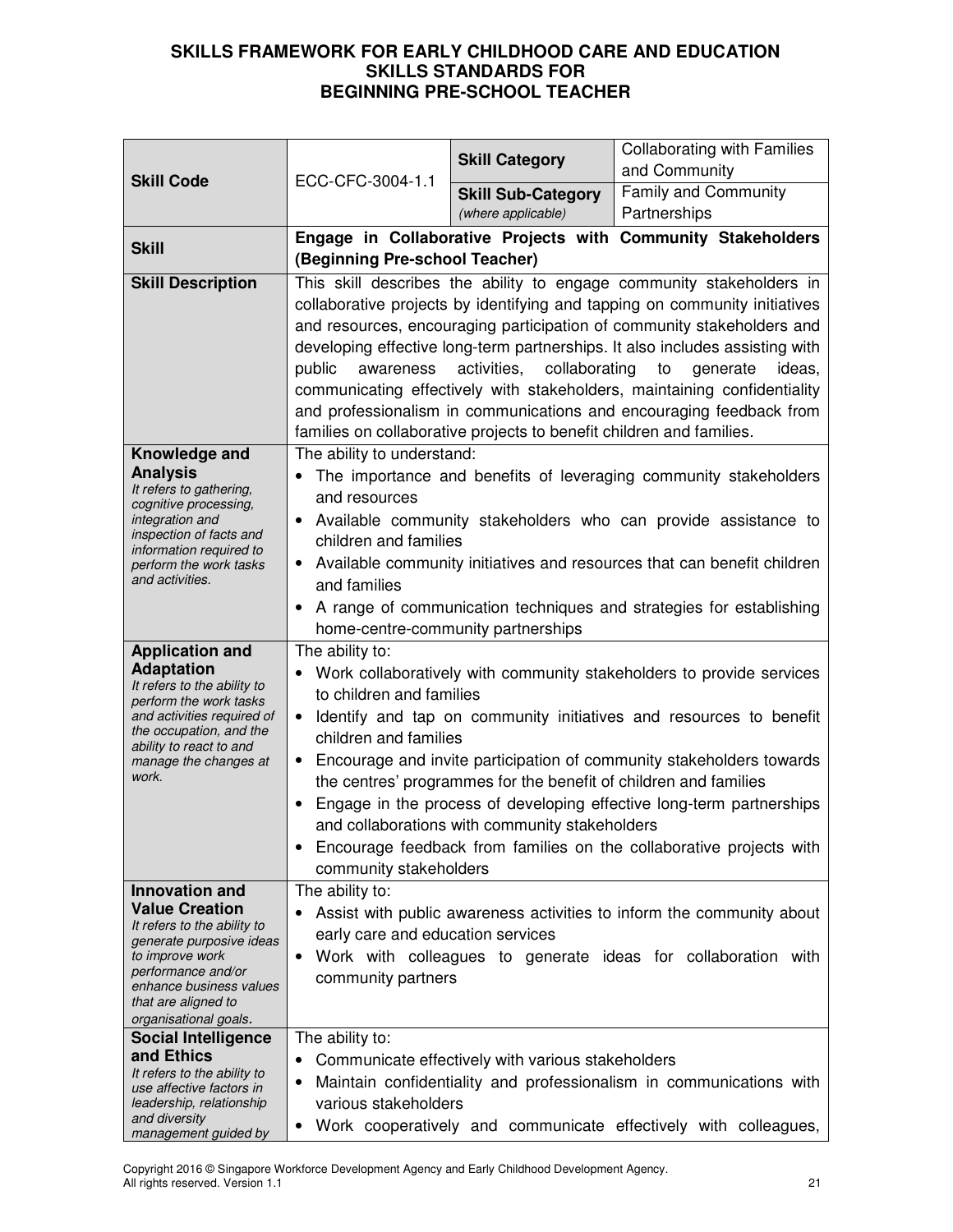# SKILLS FRAMEWORK FOR EARLY CHILDHOOD CARE AND EDUCATION
## SKILLS STANDARDS FOR
## BEGINNING PRE-SCHOOL TEACHER

| **Skill Code** | ECC-CFC-3004-1.1 | **Skill Category** | Collaborating with Families and Community |
|---|---|---|---|
| | | **Skill Sub-Category** *(where applicable)* | Family and Community Partnerships |
| **Skill** | **Engage in Collaborative Projects with Community Stakeholders (Beginning Pre-school Teacher)** | | |
| **Skill Description** | This skill describes the ability to engage community stakeholders in collaborative projects by identifying and tapping on community initiatives and resources, encouraging participation of community stakeholders and developing effective long-term partnerships. It also includes assisting with public awareness activities, collaborating to generate ideas, communicating effectively with stakeholders, maintaining confidentiality and professionalism in communications and encouraging feedback from families on collaborative projects to benefit children and families. | | |
| **Knowledge and Analysis** *It refers to gathering, cognitive processing, integration and inspection of facts and information required to perform the work tasks and activities.* | The ability to understand:<br>• The importance and benefits of leveraging community stakeholders and resources<br>• Available community stakeholders who can provide assistance to children and families<br>• Available community initiatives and resources that can benefit children and families<br>• A range of communication techniques and strategies for establishing home-centre-community partnerships | | |
| **Application and Adaptation** *It refers to the ability to perform the work tasks and activities required of the occupation, and the ability to react to and manage the changes at work.* | The ability to:<br>• Work collaboratively with community stakeholders to provide services to children and families<br>• Identify and tap on community initiatives and resources to benefit children and families<br>• Encourage and invite participation of community stakeholders towards the centres' programmes for the benefit of children and families<br>• Engage in the process of developing effective long-term partnerships and collaborations with community stakeholders<br>• Encourage feedback from families on the collaborative projects with community stakeholders | | |
| **Innovation and Value Creation** *It refers to the ability to generate purposive ideas to improve work performance and/or enhance business values that are aligned to organisational goals.* | The ability to:<br>• Assist with public awareness activities to inform the community about early care and education services<br>• Work with colleagues to generate ideas for collaboration with community partners | | |
| **Social Intelligence and Ethics** *It refers to the ability to use affective factors in leadership, relationship and diversity management guided by* | The ability to:<br>• Communicate effectively with various stakeholders<br>• Maintain confidentiality and professionalism in communications with various stakeholders<br>• Work cooperatively and communicate effectively with colleagues, | | |

Copyright 2016 © Singapore Workforce Development Agency and Early Childhood Development Agency. All rights reserved. Version 1.1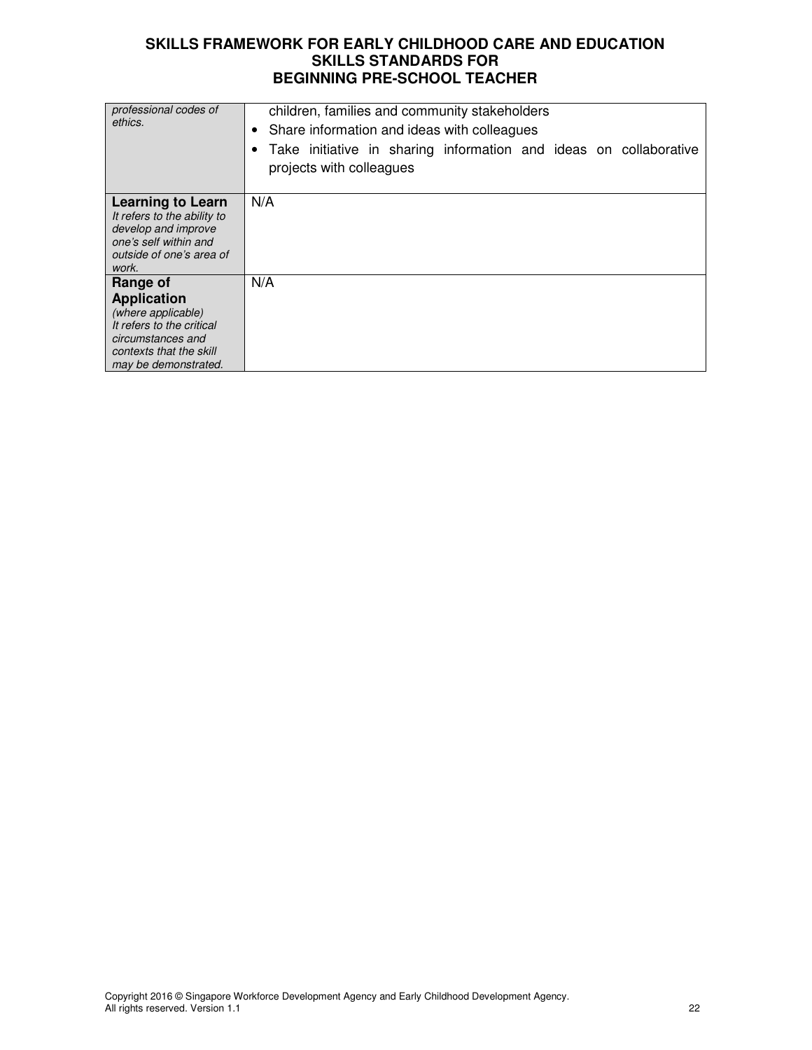| | |
|---|---|
| *professional codes of ethics.* | children, families and community stakeholders<br>• Share information and ideas with colleagues<br>• Take initiative in sharing information and ideas on collaborative projects with colleagues |
| **Learning to Learn**<br>*It refers to the ability to develop and improve one's self within and outside of one's area of work.* | N/A |
| **Range of Application**<br>*(where applicable)*<br>*It refers to the critical circumstances and contexts that the skill may be demonstrated.* | N/A |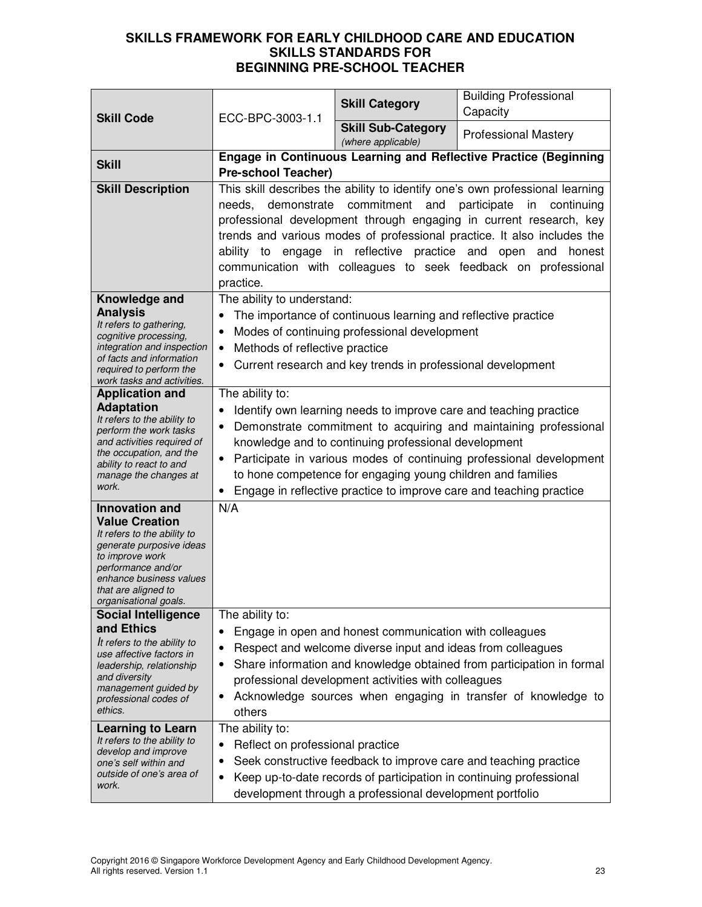# SKILLS FRAMEWORK FOR EARLY CHILDHOOD CARE AND EDUCATION
## SKILLS STANDARDS FOR
## BEGINNING PRE-SCHOOL TEACHER

| **Skill Code** | ECC-BPC-3003-1.1 | **Skill Category** | Building Professional Capacity |
|---|---|---|---|
| | | **Skill Sub-Category** *(where applicable)* | Professional Mastery |
| **Skill** | **Engage in Continuous Learning and Reflective Practice (Beginning Pre-school Teacher)** | | |
| **Skill Description** | This skill describes the ability to identify one's own professional learning needs, demonstrate commitment and participate in continuing professional development through engaging in current research, key trends and various modes of professional practice. It also includes the ability to engage in reflective practice and open and honest communication with colleagues to seek feedback on professional practice. | | |
| **Knowledge and Analysis** *It refers to gathering, cognitive processing, integration and inspection of facts and information required to perform the work tasks and activities.* | The ability to understand:<br>• The importance of continuous learning and reflective practice<br>• Modes of continuing professional development<br>• Methods of reflective practice<br>• Current research and key trends in professional development | | |
| **Application and Adaptation** *It refers to the ability to perform the work tasks and activities required of the occupation, and the ability to react to and manage the changes at work.* | The ability to:<br>• Identify own learning needs to improve care and teaching practice<br>• Demonstrate commitment to acquiring and maintaining professional knowledge and to continuing professional development<br>• Participate in various modes of continuing professional development to hone competence for engaging young children and families<br>• Engage in reflective practice to improve care and teaching practice | | |
| **Innovation and Value Creation** *It refers to the ability to generate purposive ideas to improve work performance and/or enhance business values that are aligned to organisational goals.* | N/A | | |
| **Social Intelligence and Ethics** *It refers to the ability to use affective factors in leadership, relationship and diversity management guided by professional codes of ethics.* | The ability to:<br>• Engage in open and honest communication with colleagues<br>• Respect and welcome diverse input and ideas from colleagues<br>• Share information and knowledge obtained from participation in formal professional development activities with colleagues<br>• Acknowledge sources when engaging in transfer of knowledge to others | | |
| **Learning to Learn** *It refers to the ability to develop and improve one's self within and outside of one's area of work.* | The ability to:<br>• Reflect on professional practice<br>• Seek constructive feedback to improve care and teaching practice<br>• Keep up-to-date records of participation in continuing professional development through a professional development portfolio | | |

Copyright 2016 © Singapore Workforce Development Agency and Early Childhood Development Agency. All rights reserved. Version 1.1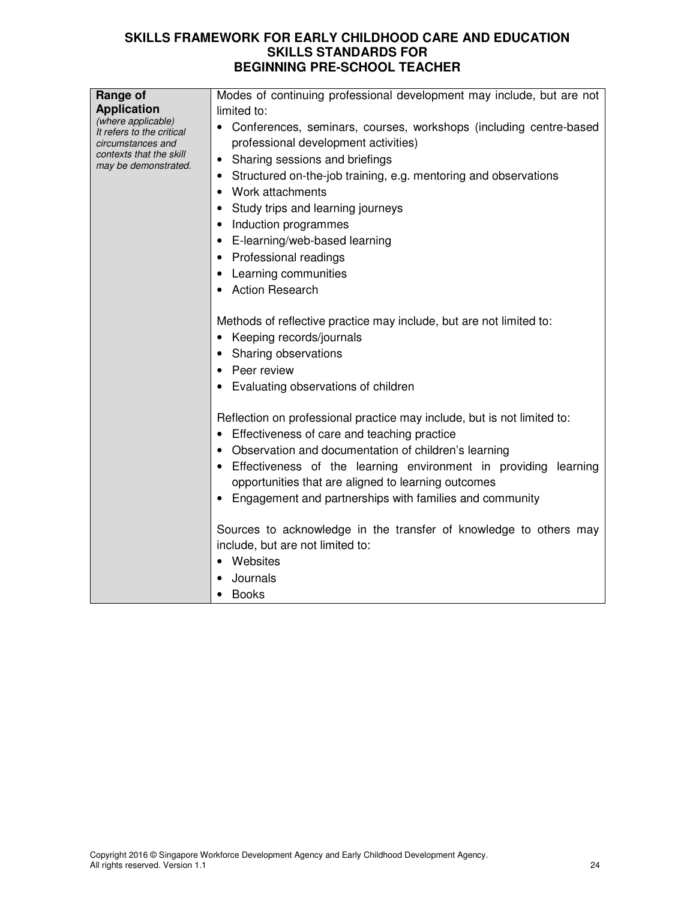**SKILLS FRAMEWORK FOR EARLY CHILDHOOD CARE AND EDUCATION**
**SKILLS STANDARDS FOR**
**BEGINNING PRE-SCHOOL TEACHER**

| | |
|---|---|
| **Range of Application** *(where applicable)* *It refers to the critical circumstances and contexts that the skill may be demonstrated.* | Modes of continuing professional development may include, but are not limited to:<br>• Conferences, seminars, courses, workshops (including centre-based professional development activities)<br>• Sharing sessions and briefings<br>• Structured on-the-job training, e.g. mentoring and observations<br>• Work attachments<br>• Study trips and learning journeys<br>• Induction programmes<br>• E-learning/web-based learning<br>• Professional readings<br>• Learning communities<br>• Action Research<br><br>Methods of reflective practice may include, but are not limited to:<br>• Keeping records/journals<br>• Sharing observations<br>• Peer review<br>• Evaluating observations of children<br><br>Reflection on professional practice may include, but is not limited to:<br>• Effectiveness of care and teaching practice<br>• Observation and documentation of children's learning<br>• Effectiveness of the learning environment in providing learning opportunities that are aligned to learning outcomes<br>• Engagement and partnerships with families and community<br><br>Sources to acknowledge in the transfer of knowledge to others may include, but are not limited to:<br>• Websites<br>• Journals<br>• Books |

Copyright 2016 © Singapore Workforce Development Agency and Early Childhood Development Agency. All rights reserved. Version 1.1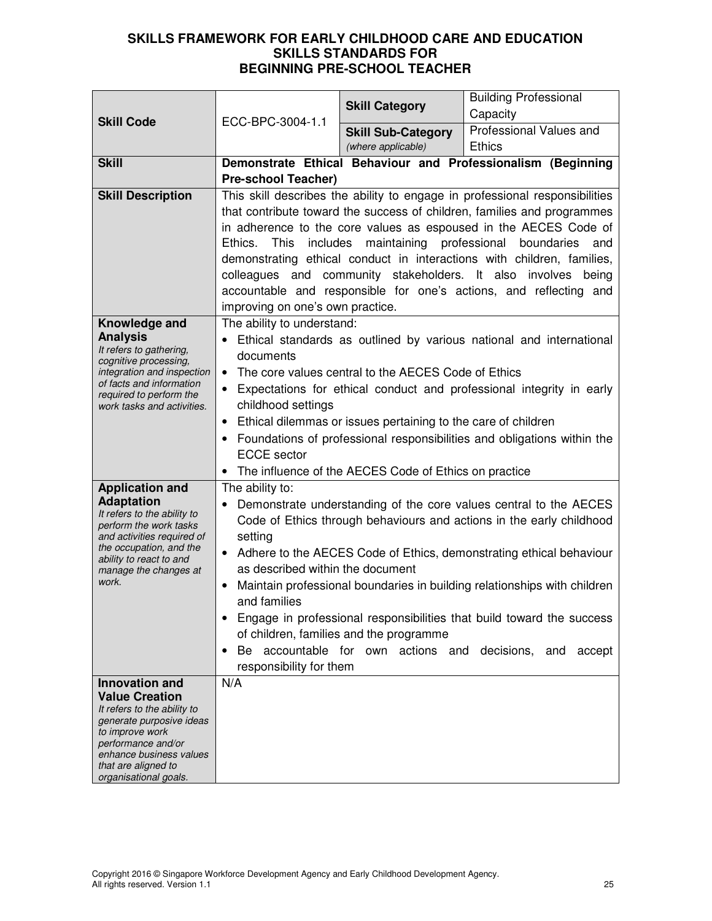# SKILLS FRAMEWORK FOR EARLY CHILDHOOD CARE AND EDUCATION
## SKILLS STANDARDS FOR
## BEGINNING PRE-SCHOOL TEACHER

| | | | |
|---|---|---|---|
| **Skill Code** | ECC-BPC-3004-1.1 | **Skill Category** | Building Professional Capacity |
| | | **Skill Sub-Category** *(where applicable)* | Professional Values and Ethics |
| **Skill** | **Demonstrate Ethical Behaviour and Professionalism (Beginning Pre-school Teacher)** | | |
| **Skill Description** | This skill describes the ability to engage in professional responsibilities that contribute toward the success of children, families and programmes in adherence to the core values as espoused in the AECES Code of Ethics. This includes maintaining professional boundaries and demonstrating ethical conduct in interactions with children, families, colleagues and community stakeholders. It also involves being accountable and responsible for one's actions, and reflecting and improving on one's own practice. | | |
| **Knowledge and Analysis** *It refers to gathering, cognitive processing, integration and inspection of facts and information required to perform the work tasks and activities.* | The ability to understand:<br>• Ethical standards as outlined by various national and international documents<br>• The core values central to the AECES Code of Ethics<br>• Expectations for ethical conduct and professional integrity in early childhood settings<br>• Ethical dilemmas or issues pertaining to the care of children<br>• Foundations of professional responsibilities and obligations within the ECCE sector<br>• The influence of the AECES Code of Ethics on practice | | |
| **Application and Adaptation** *It refers to the ability to perform the work tasks and activities required of the occupation, and the ability to react to and manage the changes at work.* | The ability to:<br>• Demonstrate understanding of the core values central to the AECES Code of Ethics through behaviours and actions in the early childhood setting<br>• Adhere to the AECES Code of Ethics, demonstrating ethical behaviour as described within the document<br>• Maintain professional boundaries in building relationships with children and families<br>• Engage in professional responsibilities that build toward the success of children, families and the programme<br>• Be accountable for own actions and decisions, and accept responsibility for them | | |
| **Innovation and Value Creation** *It refers to the ability to generate purposive ideas to improve work performance and/or enhance business values that are aligned to organisational goals.* | N/A | | |

Copyright 2016 © Singapore Workforce Development Agency and Early Childhood Development Agency. All rights reserved. Version 1.1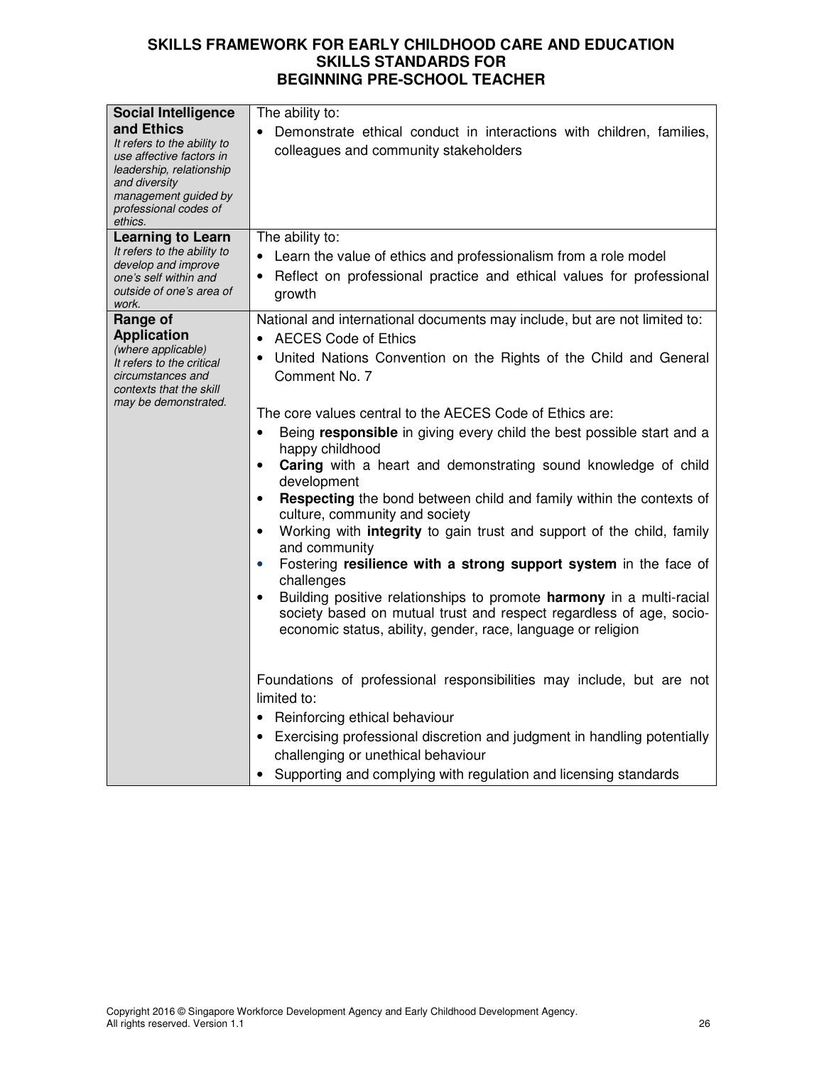**SKILLS FRAMEWORK FOR EARLY CHILDHOOD CARE AND EDUCATION SKILLS STANDARDS FOR BEGINNING PRE-SCHOOL TEACHER**

| | |
|---|---|
| **Social Intelligence and Ethics**<br>*It refers to the ability to use affective factors in leadership, relationship and diversity management guided by professional codes of ethics.* | The ability to:<br>• Demonstrate ethical conduct in interactions with children, families, colleagues and community stakeholders |
| **Learning to Learn**<br>*It refers to the ability to develop and improve one's self within and outside of one's area of work.* | The ability to:<br>• Learn the value of ethics and professionalism from a role model<br>• Reflect on professional practice and ethical values for professional growth |
| **Range of Application**<br>*(where applicable)*<br>*It refers to the critical circumstances and contexts that the skill may be demonstrated.* | National and international documents may include, but are not limited to:<br>• AECES Code of Ethics<br>• United Nations Convention on the Rights of the Child and General Comment No. 7<br><br>The core values central to the AECES Code of Ethics are:<br>• Being **responsible** in giving every child the best possible start and a happy childhood<br>• **Caring** with a heart and demonstrating sound knowledge of child development<br>• **Respecting** the bond between child and family within the contexts of culture, community and society<br>• Working with **integrity** to gain trust and support of the child, family and community<br>• Fostering **resilience with a strong support system** in the face of challenges<br>• Building positive relationships to promote **harmony** in a multi-racial society based on mutual trust and respect regardless of age, socio-economic status, ability, gender, race, language or religion<br><br>Foundations of professional responsibilities may include, but are not limited to:<br>• Reinforcing ethical behaviour<br>• Exercising professional discretion and judgment in handling potentially challenging or unethical behaviour<br>• Supporting and complying with regulation and licensing standards |

Copyright 2016 © Singapore Workforce Development Agency and Early Childhood Development Agency. All rights reserved. Version 1.1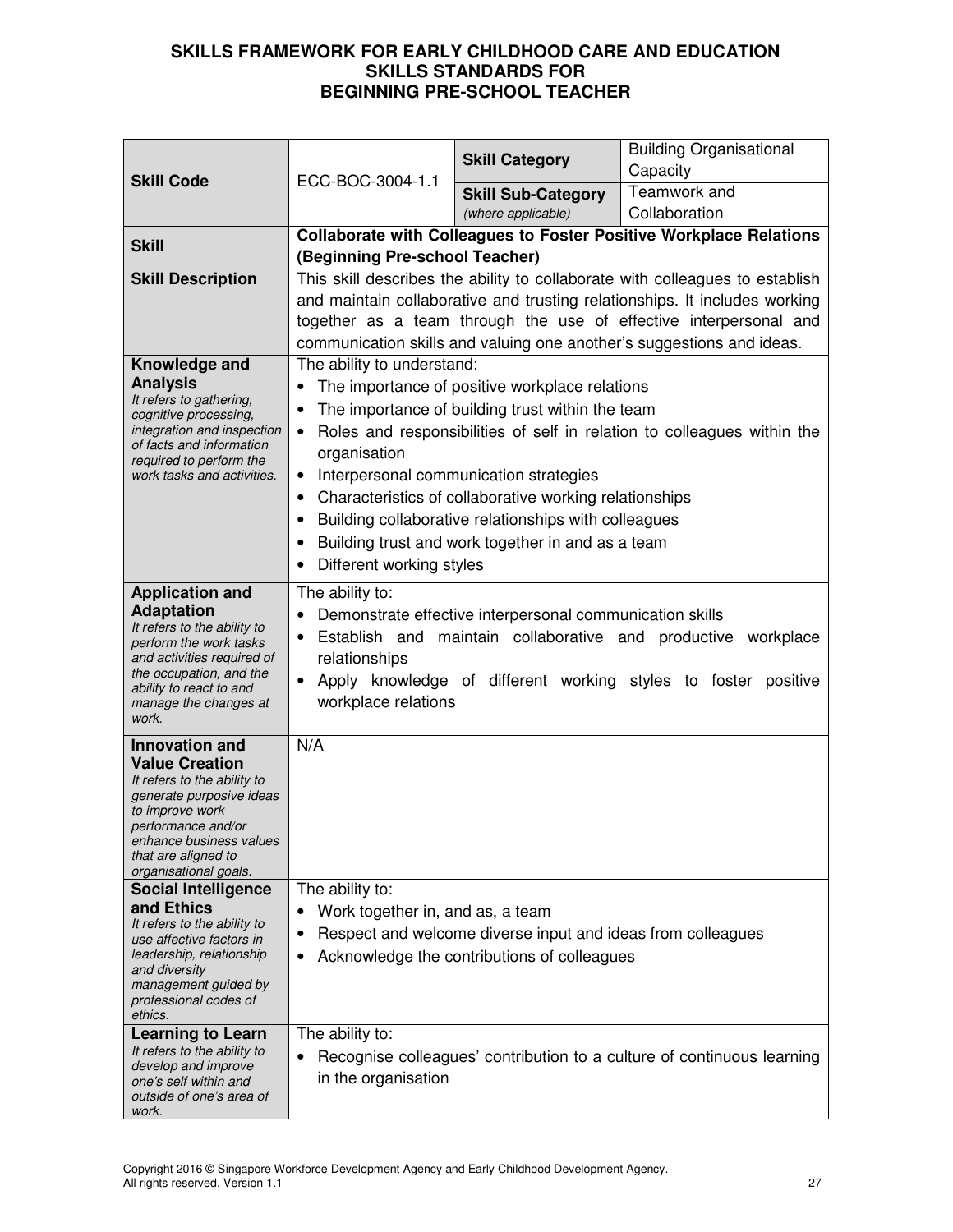# SKILLS FRAMEWORK FOR EARLY CHILDHOOD CARE AND EDUCATION
## SKILLS STANDARDS FOR
## BEGINNING PRE-SCHOOL TEACHER

| | | | |
|---|---|---|---|
| **Skill Code** | ECC-BOC-3004-1.1 | **Skill Category** | Building Organisational Capacity |
| | | **Skill Sub-Category** *(where applicable)* | Teamwork and Collaboration |
| **Skill** | **Collaborate with Colleagues to Foster Positive Workplace Relations (Beginning Pre-school Teacher)** | | |
| **Skill Description** | This skill describes the ability to collaborate with colleagues to establish and maintain collaborative and trusting relationships. It includes working together as a team through the use of effective interpersonal and communication skills and valuing one another's suggestions and ideas. | | |
| **Knowledge and Analysis** *It refers to gathering, cognitive processing, integration and inspection of facts and information required to perform the work tasks and activities.* | The ability to understand: <br>• The importance of positive workplace relations <br>• The importance of building trust within the team <br>• Roles and responsibilities of self in relation to colleagues within the organisation <br>• Interpersonal communication strategies <br>• Characteristics of collaborative working relationships <br>• Building collaborative relationships with colleagues <br>• Building trust and work together in and as a team <br>• Different working styles | | |
| **Application and Adaptation** *It refers to the ability to perform the work tasks and activities required of the occupation, and the ability to react to and manage the changes at work.* | The ability to: <br>• Demonstrate effective interpersonal communication skills <br>• Establish and maintain collaborative and productive workplace relationships <br>• Apply knowledge of different working styles to foster positive workplace relations | | |
| **Innovation and Value Creation** *It refers to the ability to generate purposive ideas to improve work performance and/or enhance business values that are aligned to organisational goals.* | N/A | | |
| **Social Intelligence and Ethics** *It refers to the ability to use affective factors in leadership, relationship and diversity management guided by professional codes of ethics.* | The ability to: <br>• Work together in, and as, a team <br>• Respect and welcome diverse input and ideas from colleagues <br>• Acknowledge the contributions of colleagues | | |
| **Learning to Learn** *It refers to the ability to develop and improve one's self within and outside of one's area of work.* | The ability to: <br>• Recognise colleagues' contribution to a culture of continuous learning in the organisation | | |

Copyright 2016 © Singapore Workforce Development Agency and Early Childhood Development Agency. All rights reserved. Version 1.1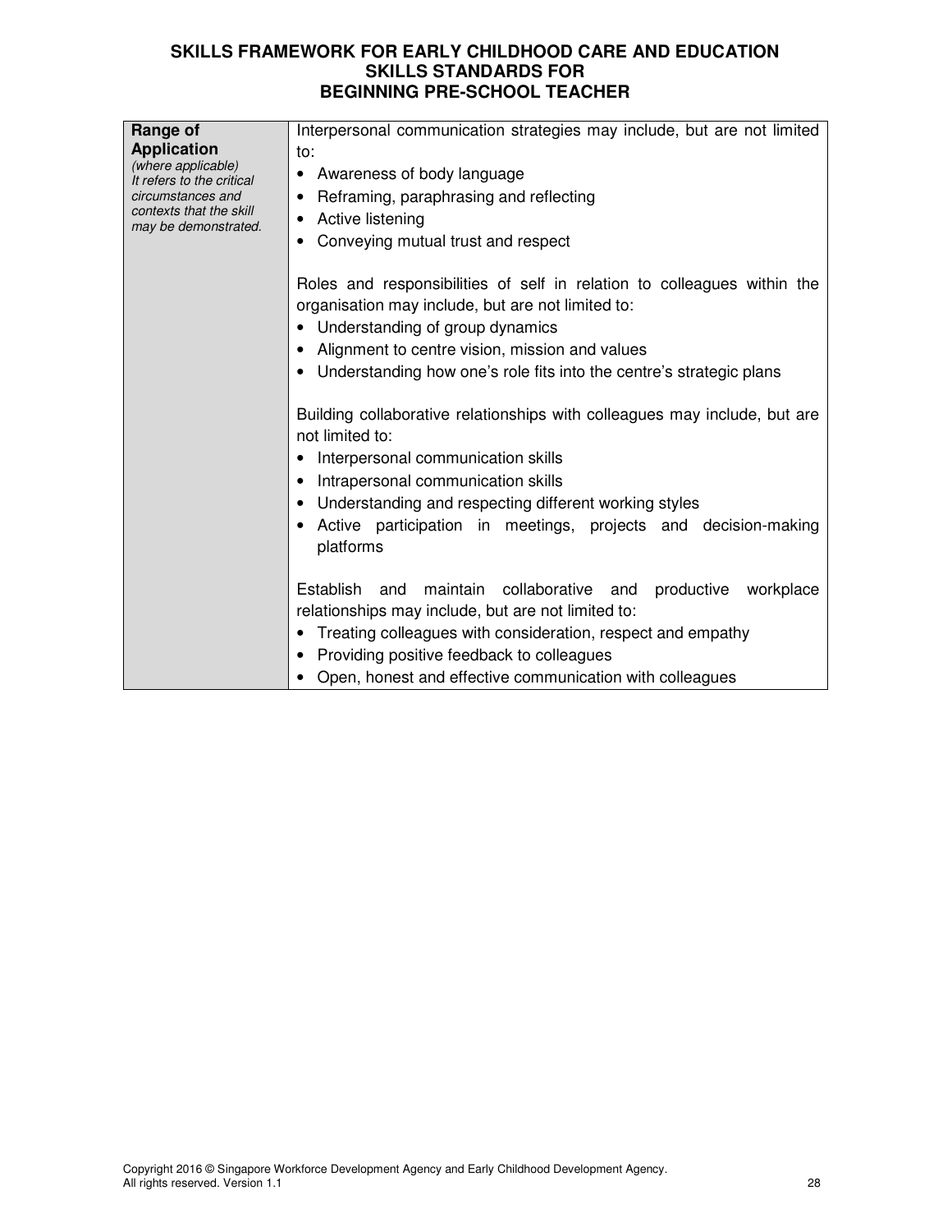# SKILLS FRAMEWORK FOR EARLY CHILDHOOD CARE AND EDUCATION
## SKILLS STANDARDS FOR
## BEGINNING PRE-SCHOOL TEACHER

| | |
|---|---|
| **Range of Application** *(where applicable) It refers to the critical circumstances and contexts that the skill may be demonstrated.* | Interpersonal communication strategies may include, but are not limited to:<br>• Awareness of body language<br>• Reframing, paraphrasing and reflecting<br>• Active listening<br>• Conveying mutual trust and respect<br><br>Roles and responsibilities of self in relation to colleagues within the organisation may include, but are not limited to:<br>• Understanding of group dynamics<br>• Alignment to centre vision, mission and values<br>• Understanding how one's role fits into the centre's strategic plans<br><br>Building collaborative relationships with colleagues may include, but are not limited to:<br>• Interpersonal communication skills<br>• Intrapersonal communication skills<br>• Understanding and respecting different working styles<br>• Active participation in meetings, projects and decision-making platforms<br><br>Establish and maintain collaborative and productive workplace relationships may include, but are not limited to:<br>• Treating colleagues with consideration, respect and empathy<br>• Providing positive feedback to colleagues<br>• Open, honest and effective communication with colleagues |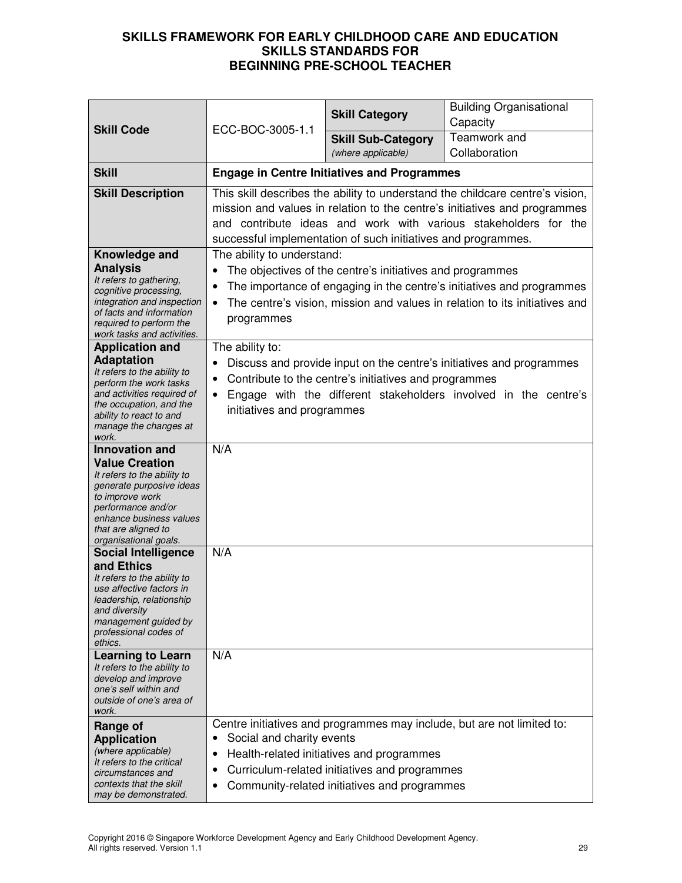# SKILLS FRAMEWORK FOR EARLY CHILDHOOD CARE AND EDUCATION
## SKILLS STANDARDS FOR
## BEGINNING PRE-SCHOOL TEACHER

| **Skill Code** | ECC-BOC-3005-1.1 | **Skill Category** | Building Organisational Capacity |
|---|---|---|---|
| | | **Skill Sub-Category** *(where applicable)* | Teamwork and Collaboration |
| **Skill** | **Engage in Centre Initiatives and Programmes** | | |
| **Skill Description** | This skill describes the ability to understand the childcare centre's vision, mission and values in relation to the centre's initiatives and programmes and contribute ideas and work with various stakeholders for the successful implementation of such initiatives and programmes. | | |
| **Knowledge and Analysis** *It refers to gathering, cognitive processing, integration and inspection of facts and information required to perform the work tasks and activities.* | The ability to understand: <br>• The objectives of the centre's initiatives and programmes <br>• The importance of engaging in the centre's initiatives and programmes <br>• The centre's vision, mission and values in relation to its initiatives and programmes | | |
| **Application and Adaptation** *It refers to the ability to perform the work tasks and activities required of the occupation, and the ability to react to and manage the changes at work.* | The ability to: <br>• Discuss and provide input on the centre's initiatives and programmes <br>• Contribute to the centre's initiatives and programmes <br>• Engage with the different stakeholders involved in the centre's initiatives and programmes | | |
| **Innovation and Value Creation** *It refers to the ability to generate purposive ideas to improve work performance and/or enhance business values that are aligned to organisational goals.* | N/A | | |
| **Social Intelligence and Ethics** *It refers to the ability to use affective factors in leadership, relationship and diversity management guided by professional codes of ethics.* | N/A | | |
| **Learning to Learn** *It refers to the ability to develop and improve one's self within and outside of one's area of work.* | N/A | | |
| **Range of Application** *(where applicable) It refers to the critical circumstances and contexts that the skill may be demonstrated.* | Centre initiatives and programmes may include, but are not limited to: <br>• Social and charity events <br>• Health-related initiatives and programmes <br>• Curriculum-related initiatives and programmes <br>• Community-related initiatives and programmes | | |

Copyright 2016 © Singapore Workforce Development Agency and Early Childhood Development Agency. All rights reserved. Version 1.1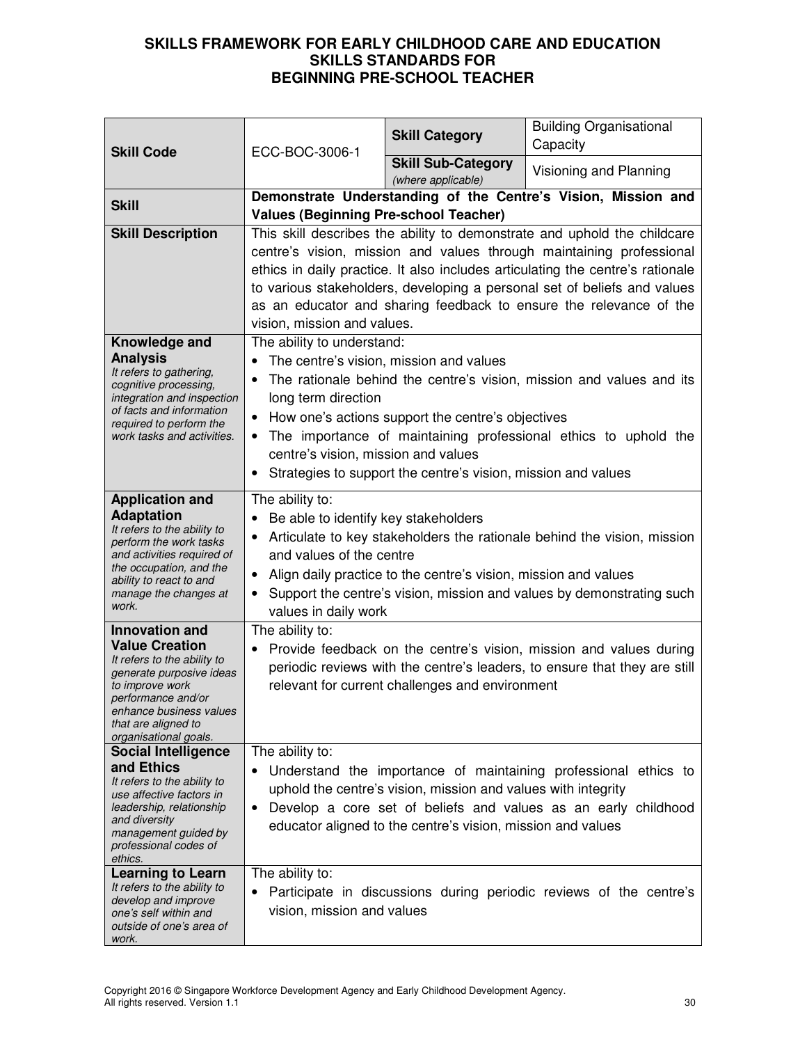# SKILLS FRAMEWORK FOR EARLY CHILDHOOD CARE AND EDUCATION
## SKILLS STANDARDS FOR
## BEGINNING PRE-SCHOOL TEACHER

| **Skill Code** | ECC-BOC-3006-1 | **Skill Category** | Building Organisational Capacity |
|---|---|---|---|
| | | **Skill Sub-Category** *(where applicable)* | Visioning and Planning |
| **Skill** | **Demonstrate Understanding of the Centre's Vision, Mission and Values (Beginning Pre-school Teacher)** | | |
| **Skill Description** | This skill describes the ability to demonstrate and uphold the childcare centre's vision, mission and values through maintaining professional ethics in daily practice. It also includes articulating the centre's rationale to various stakeholders, developing a personal set of beliefs and values as an educator and sharing feedback to ensure the relevance of the vision, mission and values. | | |
| **Knowledge and Analysis** *It refers to gathering, cognitive processing, integration and inspection of facts and information required to perform the work tasks and activities.* | The ability to understand: <br>• The centre's vision, mission and values <br>• The rationale behind the centre's vision, mission and values and its long term direction <br>• How one's actions support the centre's objectives <br>• The importance of maintaining professional ethics to uphold the centre's vision, mission and values <br>• Strategies to support the centre's vision, mission and values | | |
| **Application and Adaptation** *It refers to the ability to perform the work tasks and activities required of the occupation, and the ability to react to and manage the changes at work.* | The ability to: <br>• Be able to identify key stakeholders <br>• Articulate to key stakeholders the rationale behind the vision, mission and values of the centre <br>• Align daily practice to the centre's vision, mission and values <br>• Support the centre's vision, mission and values by demonstrating such values in daily work | | |
| **Innovation and Value Creation** *It refers to the ability to generate purposive ideas to improve work performance and/or enhance business values that are aligned to organisational goals.* | The ability to: <br>• Provide feedback on the centre's vision, mission and values during periodic reviews with the centre's leaders, to ensure that they are still relevant for current challenges and environment | | |
| **Social Intelligence and Ethics** *It refers to the ability to use affective factors in leadership, relationship and diversity management guided by professional codes of ethics.* | The ability to: <br>• Understand the importance of maintaining professional ethics to uphold the centre's vision, mission and values with integrity <br>• Develop a core set of beliefs and values as an early childhood educator aligned to the centre's vision, mission and values | | |
| **Learning to Learn** *It refers to the ability to develop and improve one's self within and outside of one's area of work.* | The ability to: <br>• Participate in discussions during periodic reviews of the centre's vision, mission and values | | |

Copyright 2016 © Singapore Workforce Development Agency and Early Childhood Development Agency. All rights reserved. Version 1.1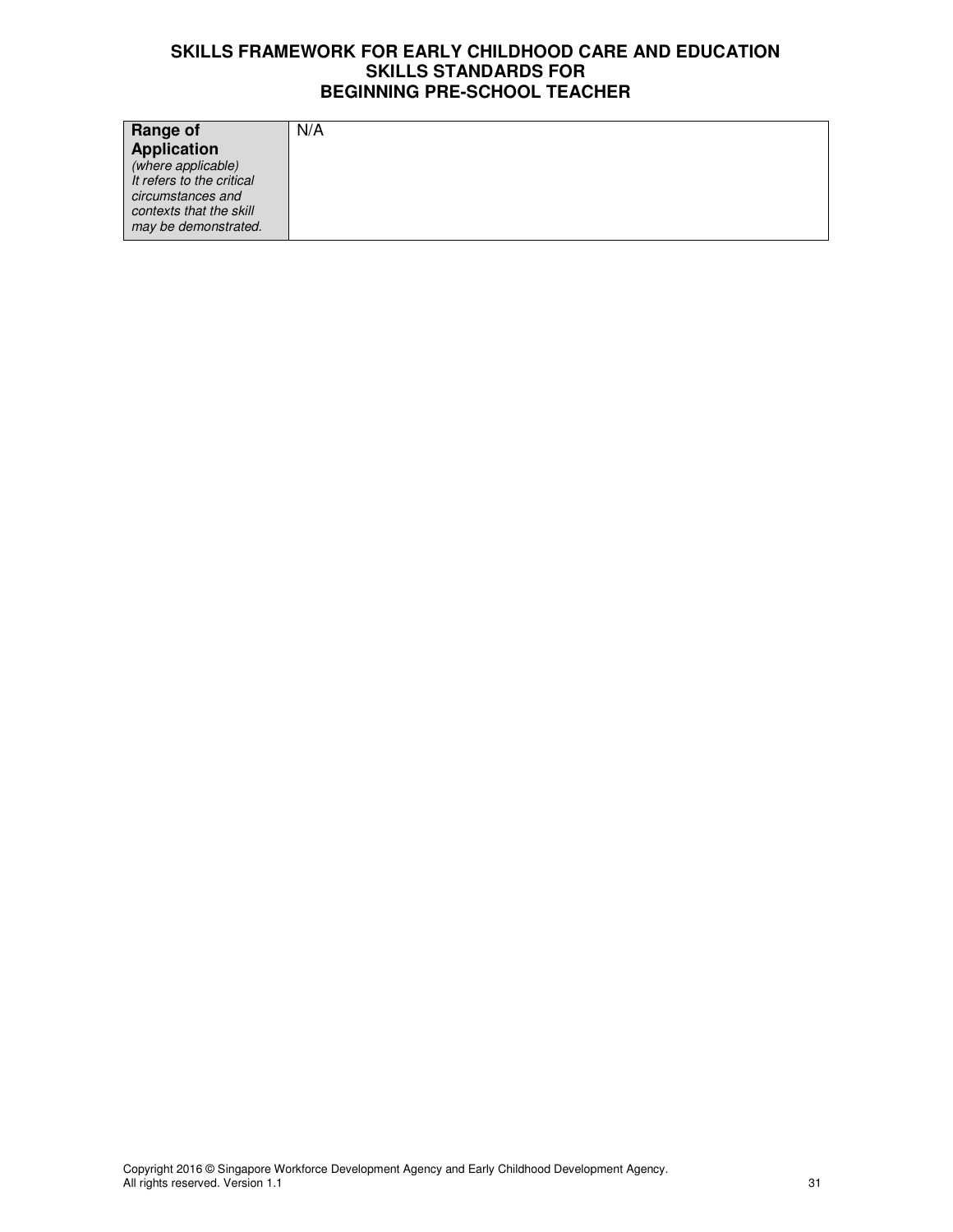| **Range of Application** *(where applicable)* *It refers to the critical circumstances and contexts that the skill may be demonstrated.* | N/A |
|---|---|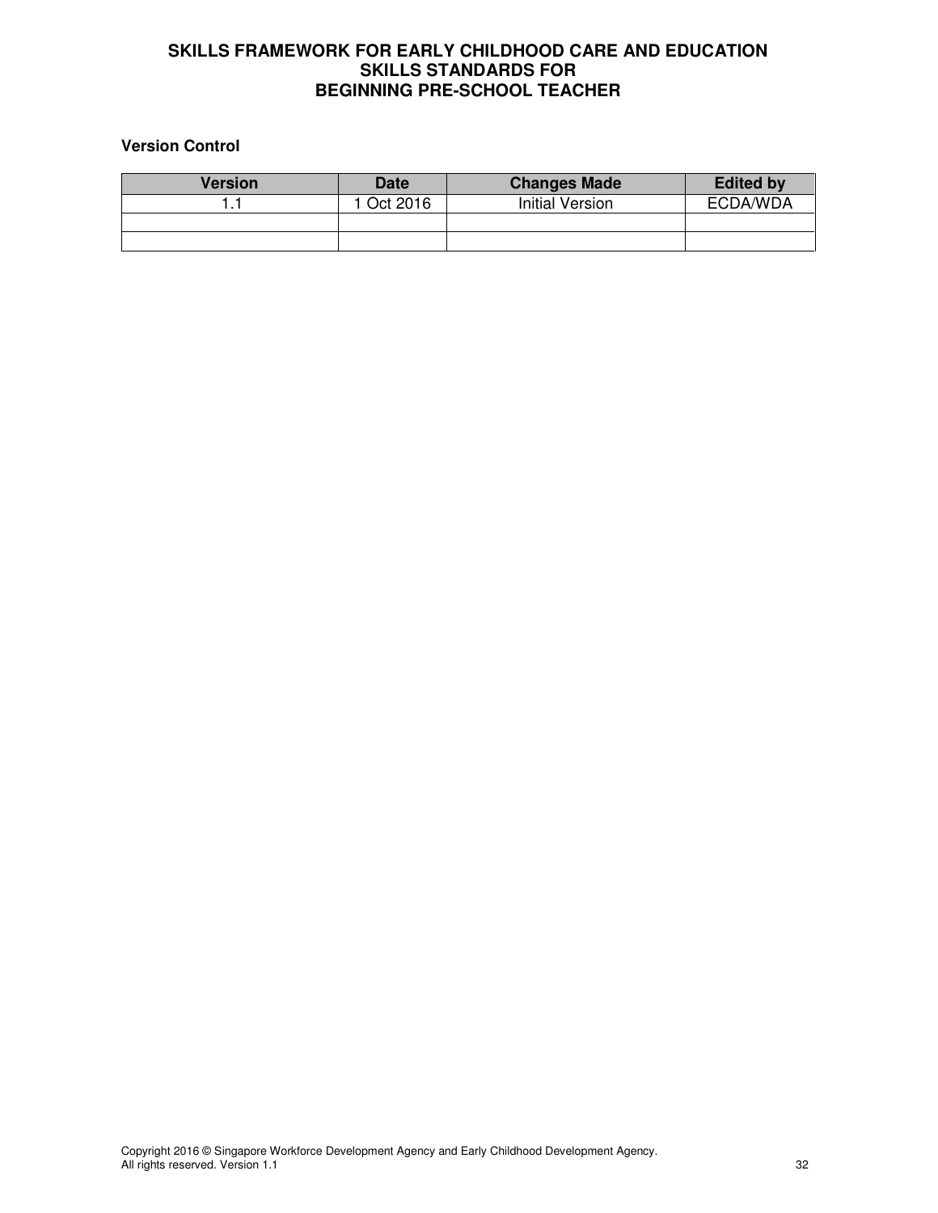**Version Control**

| Version | Date | Changes Made | Edited by |
|---|---|---|---|
| 1.1 | 1 Oct 2016 | Initial Version | ECDA/WDA |
| | | | |
| | | | |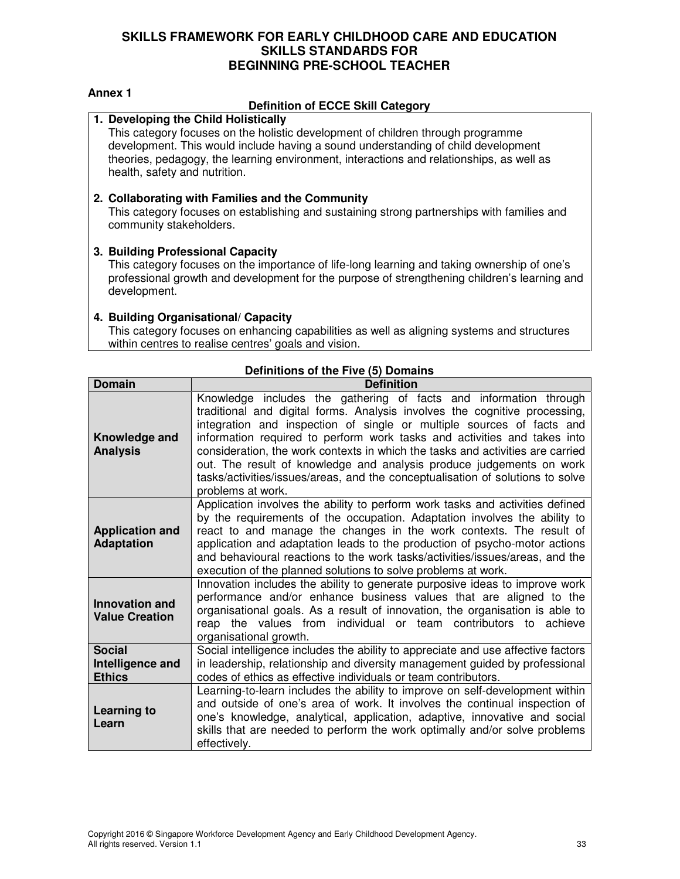# SKILLS FRAMEWORK FOR EARLY CHILDHOOD CARE AND EDUCATION
# SKILLS STANDARDS FOR
# BEGINNING PRE-SCHOOL TEACHER

**Annex 1**

## Definition of ECCE Skill Category

**1. Developing the Child Holistically**
This category focuses on the holistic development of children through programme development. This would include having a sound understanding of child development theories, pedagogy, the learning environment, interactions and relationships, as well as health, safety and nutrition.

**2. Collaborating with Families and the Community**
This category focuses on establishing and sustaining strong partnerships with families and community stakeholders.

**3. Building Professional Capacity**
This category focuses on the importance of life-long learning and taking ownership of one's professional growth and development for the purpose of strengthening children's learning and development.

**4. Building Organisational/ Capacity**
This category focuses on enhancing capabilities as well as aligning systems and structures within centres to realise centres' goals and vision.

## Definitions of the Five (5) Domains

| Domain | Definition |
|---|---|
| **Knowledge and Analysis** | Knowledge includes the gathering of facts and information through traditional and digital forms. Analysis involves the cognitive processing, integration and inspection of single or multiple sources of facts and information required to perform work tasks and activities and takes into consideration, the work contexts in which the tasks and activities are carried out. The result of knowledge and analysis produce judgements on work tasks/activities/issues/areas, and the conceptualisation of solutions to solve problems at work. |
| **Application and Adaptation** | Application involves the ability to perform work tasks and activities defined by the requirements of the occupation. Adaptation involves the ability to react to and manage the changes in the work contexts. The result of application and adaptation leads to the production of psycho-motor actions and behavioural reactions to the work tasks/activities/issues/areas, and the execution of the planned solutions to solve problems at work. |
| **Innovation and Value Creation** | Innovation includes the ability to generate purposive ideas to improve work performance and/or enhance business values that are aligned to the organisational goals. As a result of innovation, the organisation is able to reap the values from individual or team contributors to achieve organisational growth. |
| **Social Intelligence and Ethics** | Social intelligence includes the ability to appreciate and use affective factors in leadership, relationship and diversity management guided by professional codes of ethics as effective individuals or team contributors. |
| **Learning to Learn** | Learning-to-learn includes the ability to improve on self-development within and outside of one's area of work. It involves the continual inspection of one's knowledge, analytical, application, adaptive, innovative and social skills that are needed to perform the work optimally and/or solve problems effectively. |

Copyright 2016 © Singapore Workforce Development Agency and Early Childhood Development Agency. All rights reserved. Version 1.1